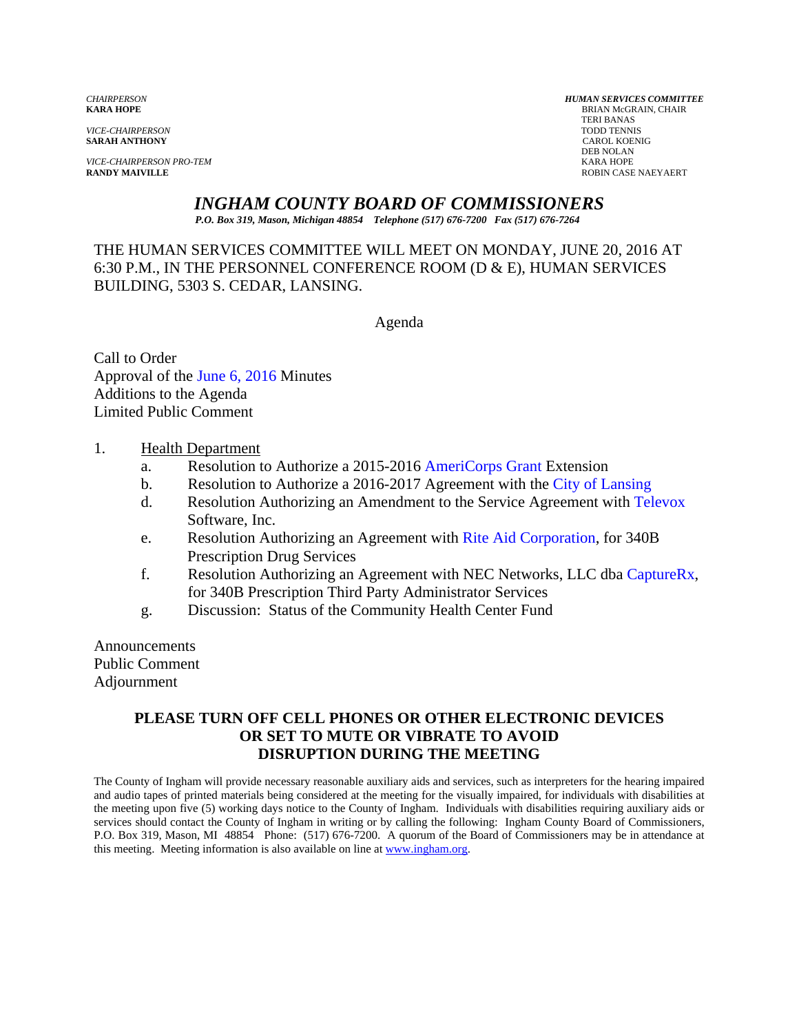*CHAIRPERSON*
**KARA HOPE**

*VICE-CHAIRPERSON*
**SARAH ANTHONY**

*VICE-CHAIRPERSON PRO-TEM*
**RANDY MAIVILLE**

***HUMAN SERVICES COMMITTEE***
BRIAN McGRAIN, CHAIR
TERI BANAS
TODD TENNIS
CAROL KOENIG
DEB NOLAN
KARA HOPE
ROBIN CASE NAEYAERT

# *INGHAM COUNTY BOARD OF COMMISSIONERS*

***P.O. Box 319, Mason, Michigan 48854 Telephone (517) 676-7200 Fax (517) 676-7264***

THE HUMAN SERVICES COMMITTEE WILL MEET ON MONDAY, JUNE 20, 2016 AT 6:30 P.M., IN THE PERSONNEL CONFERENCE ROOM (D & E), HUMAN SERVICES BUILDING, 5303 S. CEDAR, LANSING.

Agenda

Call to Order
Approval of the June 6, 2016 Minutes
Additions to the Agenda
Limited Public Comment

1. Health Department
   a. Resolution to Authorize a 2015-2016 AmeriCorps Grant Extension
   b. Resolution to Authorize a 2016-2017 Agreement with the City of Lansing
   d. Resolution Authorizing an Amendment to the Service Agreement with Televox Software, Inc.
   e. Resolution Authorizing an Agreement with Rite Aid Corporation, for 340B Prescription Drug Services
   f. Resolution Authorizing an Agreement with NEC Networks, LLC dba CaptureRx, for 340B Prescription Third Party Administrator Services
   g. Discussion: Status of the Community Health Center Fund

Announcements
Public Comment
Adjournment

**PLEASE TURN OFF CELL PHONES OR OTHER ELECTRONIC DEVICES OR SET TO MUTE OR VIBRATE TO AVOID DISRUPTION DURING THE MEETING**

The County of Ingham will provide necessary reasonable auxiliary aids and services, such as interpreters for the hearing impaired and audio tapes of printed materials being considered at the meeting for the visually impaired, for individuals with disabilities at the meeting upon five (5) working days notice to the County of Ingham. Individuals with disabilities requiring auxiliary aids or services should contact the County of Ingham in writing or by calling the following: Ingham County Board of Commissioners, P.O. Box 319, Mason, MI 48854 Phone: (517) 676-7200. A quorum of the Board of Commissioners may be in attendance at this meeting. Meeting information is also available on line at www.ingham.org.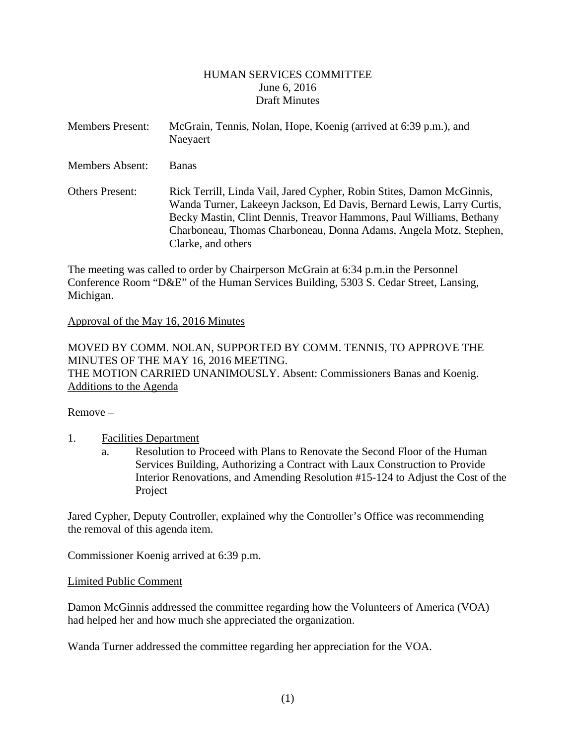# HUMAN SERVICES COMMITTEE
June 6, 2016
Draft Minutes

Members Present: McGrain, Tennis, Nolan, Hope, Koenig (arrived at 6:39 p.m.), and Naeyaert

Members Absent: Banas

Others Present: Rick Terrill, Linda Vail, Jared Cypher, Robin Stites, Damon McGinnis, Wanda Turner, Lakeeyn Jackson, Ed Davis, Bernard Lewis, Larry Curtis, Becky Mastin, Clint Dennis, Treavor Hammons, Paul Williams, Bethany Charboneau, Thomas Charboneau, Donna Adams, Angela Motz, Stephen, Clarke, and others

The meeting was called to order by Chairperson McGrain at 6:34 p.m.in the Personnel Conference Room "D&E" of the Human Services Building, 5303 S. Cedar Street, Lansing, Michigan.

Approval of the May 16, 2016 Minutes

MOVED BY COMM. NOLAN, SUPPORTED BY COMM. TENNIS, TO APPROVE THE MINUTES OF THE MAY 16, 2016 MEETING.
THE MOTION CARRIED UNANIMOUSLY. Absent: Commissioners Banas and Koenig.

Additions to the Agenda

Remove –

1. Facilities Department
   a. Resolution to Proceed with Plans to Renovate the Second Floor of the Human Services Building, Authorizing a Contract with Laux Construction to Provide Interior Renovations, and Amending Resolution #15-124 to Adjust the Cost of the Project

Jared Cypher, Deputy Controller, explained why the Controller's Office was recommending the removal of this agenda item.

Commissioner Koenig arrived at 6:39 p.m.

Limited Public Comment

Damon McGinnis addressed the committee regarding how the Volunteers of America (VOA) had helped her and how much she appreciated the organization.

Wanda Turner addressed the committee regarding her appreciation for the VOA.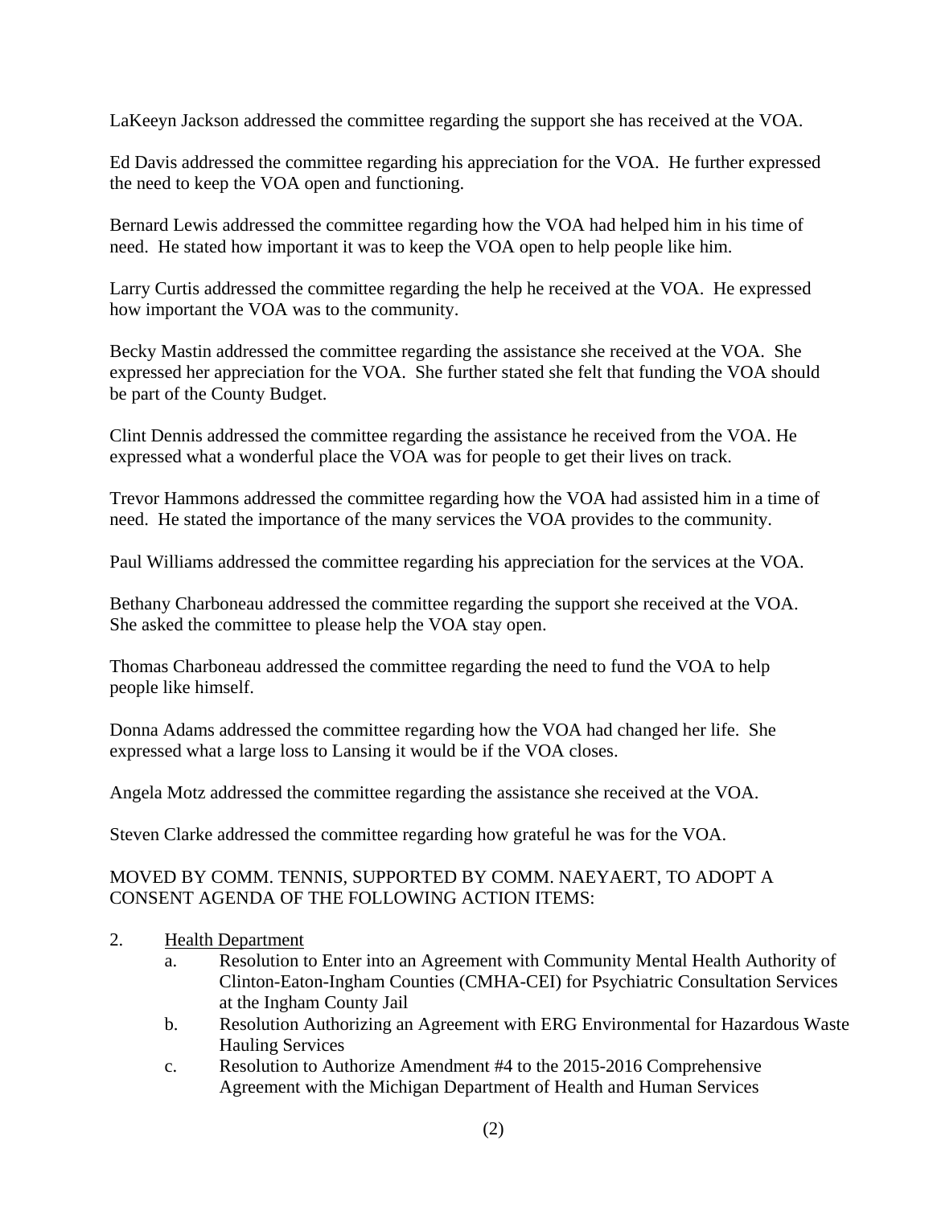LaKeeyn Jackson addressed the committee regarding the support she has received at the VOA.

Ed Davis addressed the committee regarding his appreciation for the VOA. He further expressed the need to keep the VOA open and functioning.

Bernard Lewis addressed the committee regarding how the VOA had helped him in his time of need. He stated how important it was to keep the VOA open to help people like him.

Larry Curtis addressed the committee regarding the help he received at the VOA. He expressed how important the VOA was to the community.

Becky Mastin addressed the committee regarding the assistance she received at the VOA. She expressed her appreciation for the VOA. She further stated she felt that funding the VOA should be part of the County Budget.

Clint Dennis addressed the committee regarding the assistance he received from the VOA. He expressed what a wonderful place the VOA was for people to get their lives on track.

Trevor Hammons addressed the committee regarding how the VOA had assisted him in a time of need. He stated the importance of the many services the VOA provides to the community.

Paul Williams addressed the committee regarding his appreciation for the services at the VOA.

Bethany Charboneau addressed the committee regarding the support she received at the VOA. She asked the committee to please help the VOA stay open.

Thomas Charboneau addressed the committee regarding the need to fund the VOA to help people like himself.

Donna Adams addressed the committee regarding how the VOA had changed her life. She expressed what a large loss to Lansing it would be if the VOA closes.

Angela Motz addressed the committee regarding the assistance she received at the VOA.

Steven Clarke addressed the committee regarding how grateful he was for the VOA.

MOVED BY COMM. TENNIS, SUPPORTED BY COMM. NAEYAERT, TO ADOPT A CONSENT AGENDA OF THE FOLLOWING ACTION ITEMS:

2. Health Department
   a. Resolution to Enter into an Agreement with Community Mental Health Authority of Clinton-Eaton-Ingham Counties (CMHA-CEI) for Psychiatric Consultation Services at the Ingham County Jail
   b. Resolution Authorizing an Agreement with ERG Environmental for Hazardous Waste Hauling Services
   c. Resolution to Authorize Amendment #4 to the 2015-2016 Comprehensive Agreement with the Michigan Department of Health and Human Services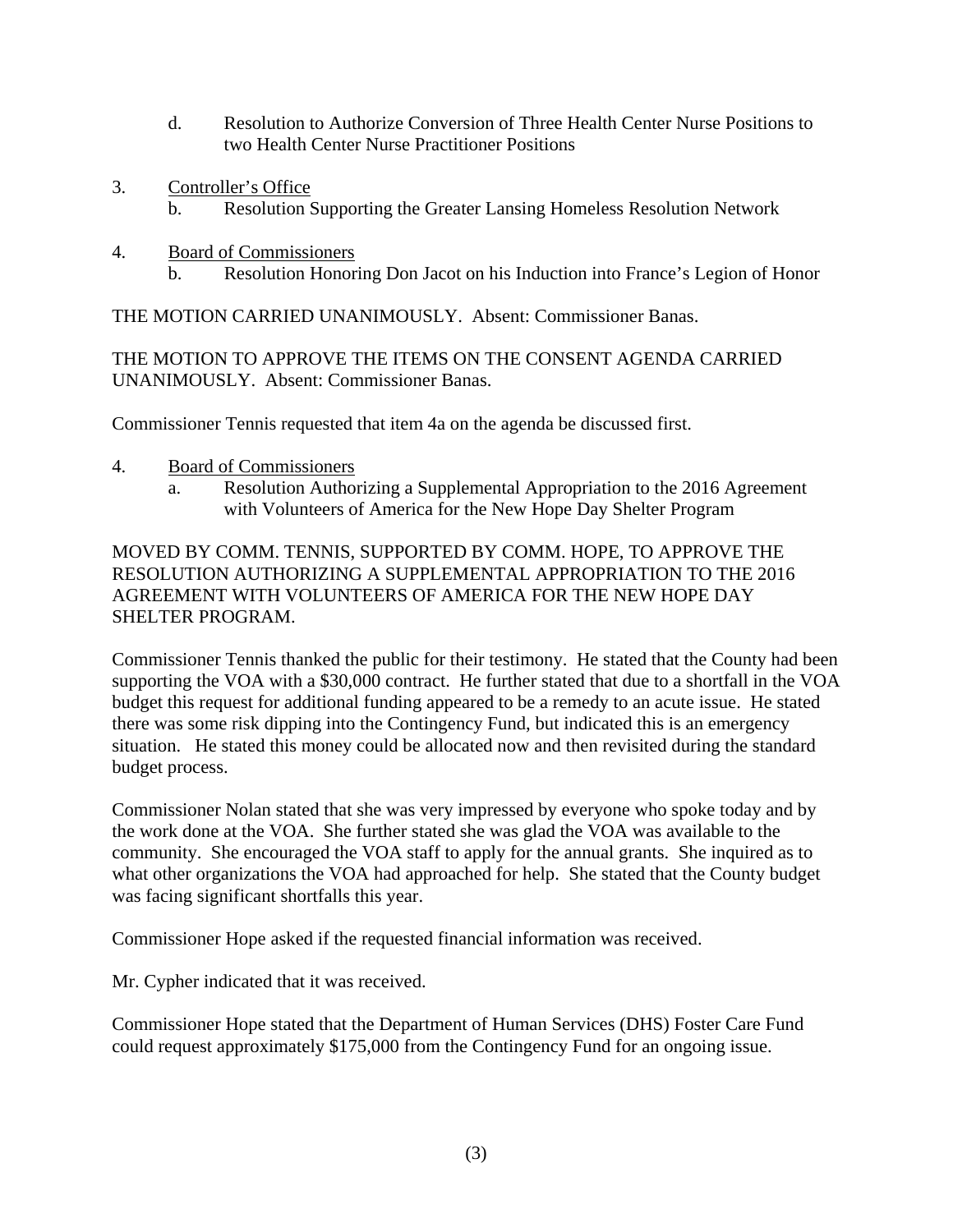d. Resolution to Authorize Conversion of Three Health Center Nurse Positions to two Health Center Nurse Practitioner Positions

3. Controller's Office
   b. Resolution Supporting the Greater Lansing Homeless Resolution Network

4. Board of Commissioners
   b. Resolution Honoring Don Jacot on his Induction into France's Legion of Honor

THE MOTION CARRIED UNANIMOUSLY. Absent: Commissioner Banas.

THE MOTION TO APPROVE THE ITEMS ON THE CONSENT AGENDA CARRIED UNANIMOUSLY. Absent: Commissioner Banas.

Commissioner Tennis requested that item 4a on the agenda be discussed first.

4. Board of Commissioners
   a. Resolution Authorizing a Supplemental Appropriation to the 2016 Agreement with Volunteers of America for the New Hope Day Shelter Program

MOVED BY COMM. TENNIS, SUPPORTED BY COMM. HOPE, TO APPROVE THE RESOLUTION AUTHORIZING A SUPPLEMENTAL APPROPRIATION TO THE 2016 AGREEMENT WITH VOLUNTEERS OF AMERICA FOR THE NEW HOPE DAY SHELTER PROGRAM.

Commissioner Tennis thanked the public for their testimony. He stated that the County had been supporting the VOA with a $30,000 contract. He further stated that due to a shortfall in the VOA budget this request for additional funding appeared to be a remedy to an acute issue. He stated there was some risk dipping into the Contingency Fund, but indicated this is an emergency situation. He stated this money could be allocated now and then revisited during the standard budget process.

Commissioner Nolan stated that she was very impressed by everyone who spoke today and by the work done at the VOA. She further stated she was glad the VOA was available to the community. She encouraged the VOA staff to apply for the annual grants. She inquired as to what other organizations the VOA had approached for help. She stated that the County budget was facing significant shortfalls this year.

Commissioner Hope asked if the requested financial information was received.

Mr. Cypher indicated that it was received.

Commissioner Hope stated that the Department of Human Services (DHS) Foster Care Fund could request approximately $175,000 from the Contingency Fund for an ongoing issue.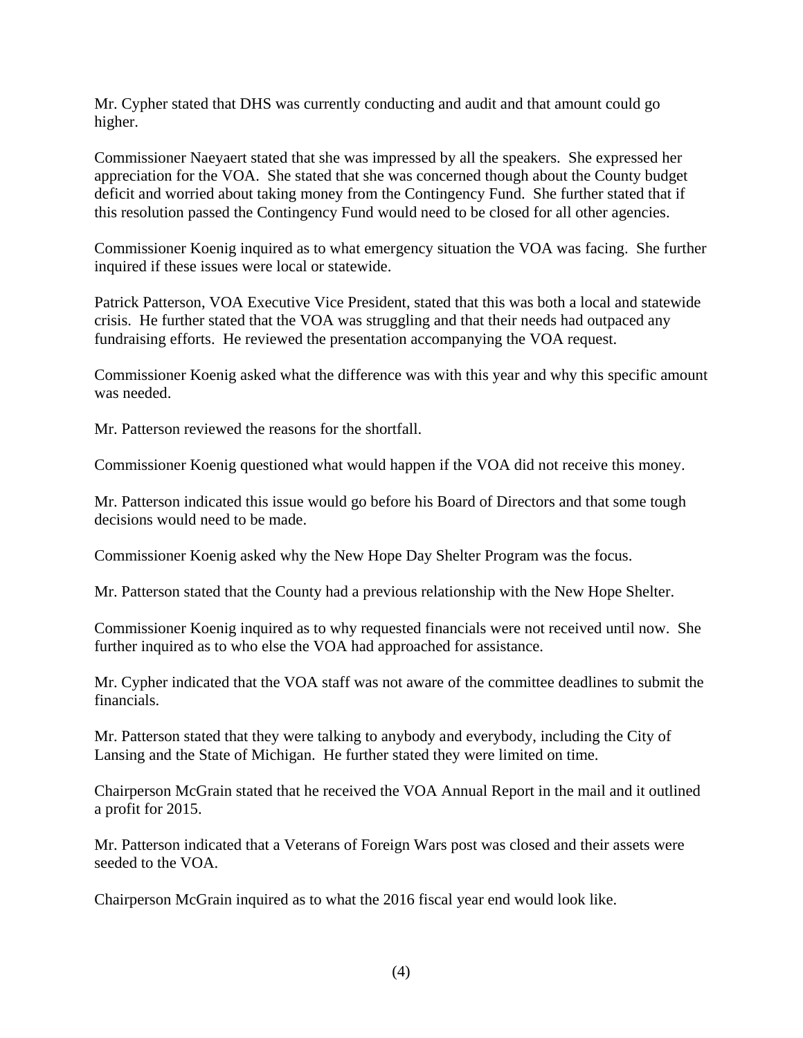Mr. Cypher stated that DHS was currently conducting and audit and that amount could go higher.

Commissioner Naeyaert stated that she was impressed by all the speakers. She expressed her appreciation for the VOA. She stated that she was concerned though about the County budget deficit and worried about taking money from the Contingency Fund. She further stated that if this resolution passed the Contingency Fund would need to be closed for all other agencies.

Commissioner Koenig inquired as to what emergency situation the VOA was facing. She further inquired if these issues were local or statewide.

Patrick Patterson, VOA Executive Vice President, stated that this was both a local and statewide crisis. He further stated that the VOA was struggling and that their needs had outpaced any fundraising efforts. He reviewed the presentation accompanying the VOA request.

Commissioner Koenig asked what the difference was with this year and why this specific amount was needed.

Mr. Patterson reviewed the reasons for the shortfall.

Commissioner Koenig questioned what would happen if the VOA did not receive this money.

Mr. Patterson indicated this issue would go before his Board of Directors and that some tough decisions would need to be made.

Commissioner Koenig asked why the New Hope Day Shelter Program was the focus.

Mr. Patterson stated that the County had a previous relationship with the New Hope Shelter.

Commissioner Koenig inquired as to why requested financials were not received until now. She further inquired as to who else the VOA had approached for assistance.

Mr. Cypher indicated that the VOA staff was not aware of the committee deadlines to submit the financials.

Mr. Patterson stated that they were talking to anybody and everybody, including the City of Lansing and the State of Michigan. He further stated they were limited on time.

Chairperson McGrain stated that he received the VOA Annual Report in the mail and it outlined a profit for 2015.

Mr. Patterson indicated that a Veterans of Foreign Wars post was closed and their assets were seeded to the VOA.

Chairperson McGrain inquired as to what the 2016 fiscal year end would look like.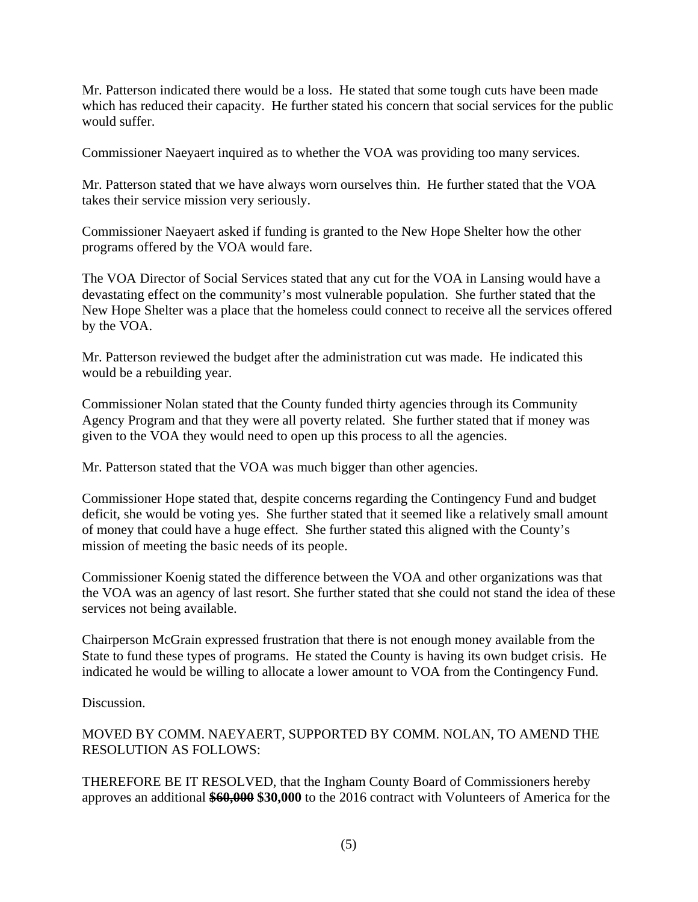Mr. Patterson indicated there would be a loss. He stated that some tough cuts have been made which has reduced their capacity. He further stated his concern that social services for the public would suffer.

Commissioner Naeyaert inquired as to whether the VOA was providing too many services.

Mr. Patterson stated that we have always worn ourselves thin. He further stated that the VOA takes their service mission very seriously.

Commissioner Naeyaert asked if funding is granted to the New Hope Shelter how the other programs offered by the VOA would fare.

The VOA Director of Social Services stated that any cut for the VOA in Lansing would have a devastating effect on the community's most vulnerable population. She further stated that the New Hope Shelter was a place that the homeless could connect to receive all the services offered by the VOA.

Mr. Patterson reviewed the budget after the administration cut was made. He indicated this would be a rebuilding year.

Commissioner Nolan stated that the County funded thirty agencies through its Community Agency Program and that they were all poverty related. She further stated that if money was given to the VOA they would need to open up this process to all the agencies.

Mr. Patterson stated that the VOA was much bigger than other agencies.

Commissioner Hope stated that, despite concerns regarding the Contingency Fund and budget deficit, she would be voting yes. She further stated that it seemed like a relatively small amount of money that could have a huge effect. She further stated this aligned with the County's mission of meeting the basic needs of its people.

Commissioner Koenig stated the difference between the VOA and other organizations was that the VOA was an agency of last resort. She further stated that she could not stand the idea of these services not being available.

Chairperson McGrain expressed frustration that there is not enough money available from the State to fund these types of programs. He stated the County is having its own budget crisis. He indicated he would be willing to allocate a lower amount to VOA from the Contingency Fund.

Discussion.

MOVED BY COMM. NAEYAERT, SUPPORTED BY COMM. NOLAN, TO AMEND THE RESOLUTION AS FOLLOWS:

THEREFORE BE IT RESOLVED, that the Ingham County Board of Commissioners hereby approves an additional ~~**$60,000**~~ **$30,000** to the 2016 contract with Volunteers of America for the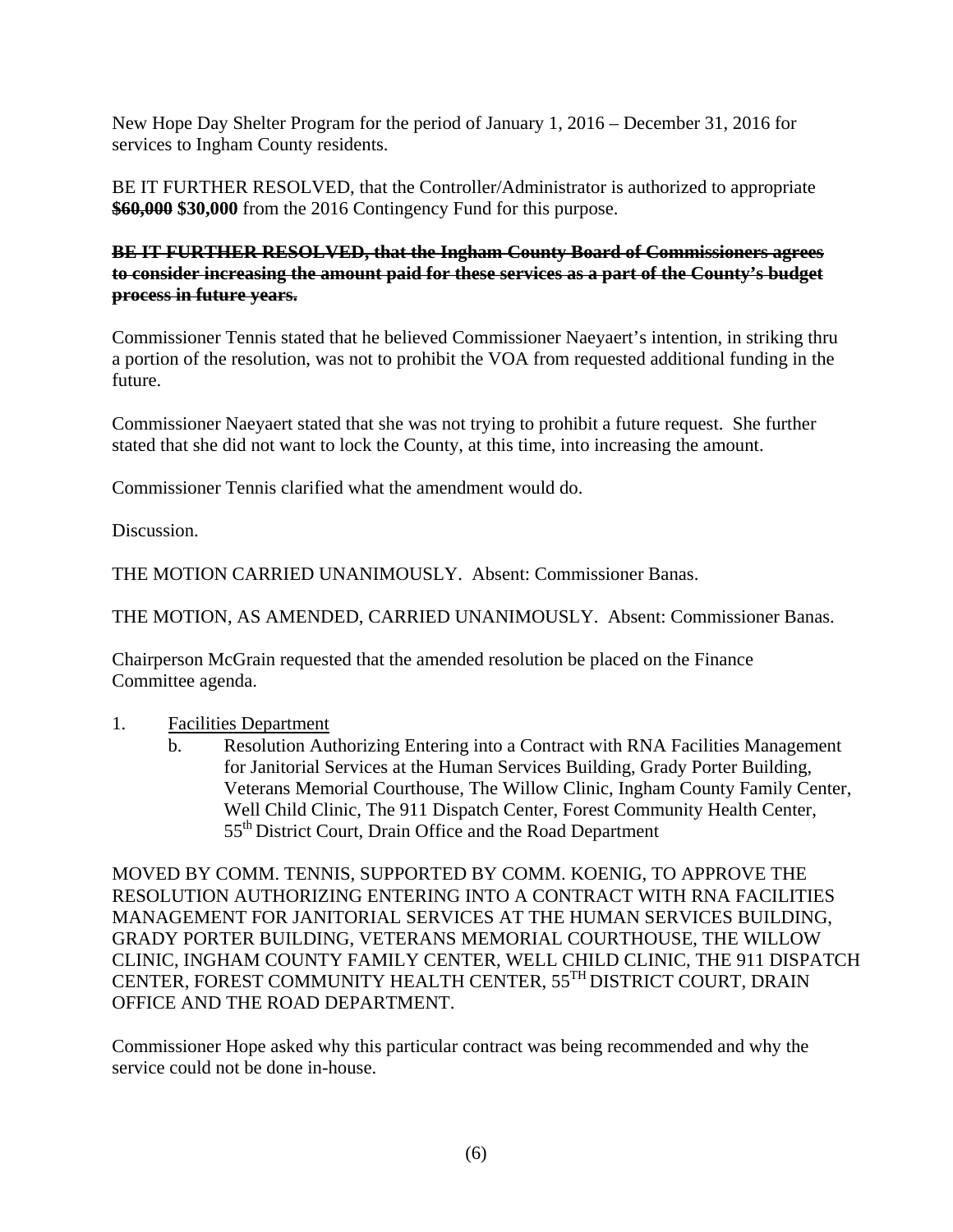New Hope Day Shelter Program for the period of January 1, 2016 – December 31, 2016 for services to Ingham County residents.

BE IT FURTHER RESOLVED, that the Controller/Administrator is authorized to appropriate ~~**$60,000**~~ **$30,000** from the 2016 Contingency Fund for this purpose.

~~**BE IT FURTHER RESOLVED, that the Ingham County Board of Commissioners agrees to consider increasing the amount paid for these services as a part of the County's budget process in future years.**~~

Commissioner Tennis stated that he believed Commissioner Naeyaert's intention, in striking thru a portion of the resolution, was not to prohibit the VOA from requested additional funding in the future.

Commissioner Naeyaert stated that she was not trying to prohibit a future request. She further stated that she did not want to lock the County, at this time, into increasing the amount.

Commissioner Tennis clarified what the amendment would do.

Discussion.

THE MOTION CARRIED UNANIMOUSLY. Absent: Commissioner Banas.

THE MOTION, AS AMENDED, CARRIED UNANIMOUSLY. Absent: Commissioner Banas.

Chairperson McGrain requested that the amended resolution be placed on the Finance Committee agenda.

1. Facilities Department
   b. Resolution Authorizing Entering into a Contract with RNA Facilities Management for Janitorial Services at the Human Services Building, Grady Porter Building, Veterans Memorial Courthouse, The Willow Clinic, Ingham County Family Center, Well Child Clinic, The 911 Dispatch Center, Forest Community Health Center, 55th District Court, Drain Office and the Road Department

MOVED BY COMM. TENNIS, SUPPORTED BY COMM. KOENIG, TO APPROVE THE RESOLUTION AUTHORIZING ENTERING INTO A CONTRACT WITH RNA FACILITIES MANAGEMENT FOR JANITORIAL SERVICES AT THE HUMAN SERVICES BUILDING, GRADY PORTER BUILDING, VETERANS MEMORIAL COURTHOUSE, THE WILLOW CLINIC, INGHAM COUNTY FAMILY CENTER, WELL CHILD CLINIC, THE 911 DISPATCH CENTER, FOREST COMMUNITY HEALTH CENTER, 55TH DISTRICT COURT, DRAIN OFFICE AND THE ROAD DEPARTMENT.

Commissioner Hope asked why this particular contract was being recommended and why the service could not be done in-house.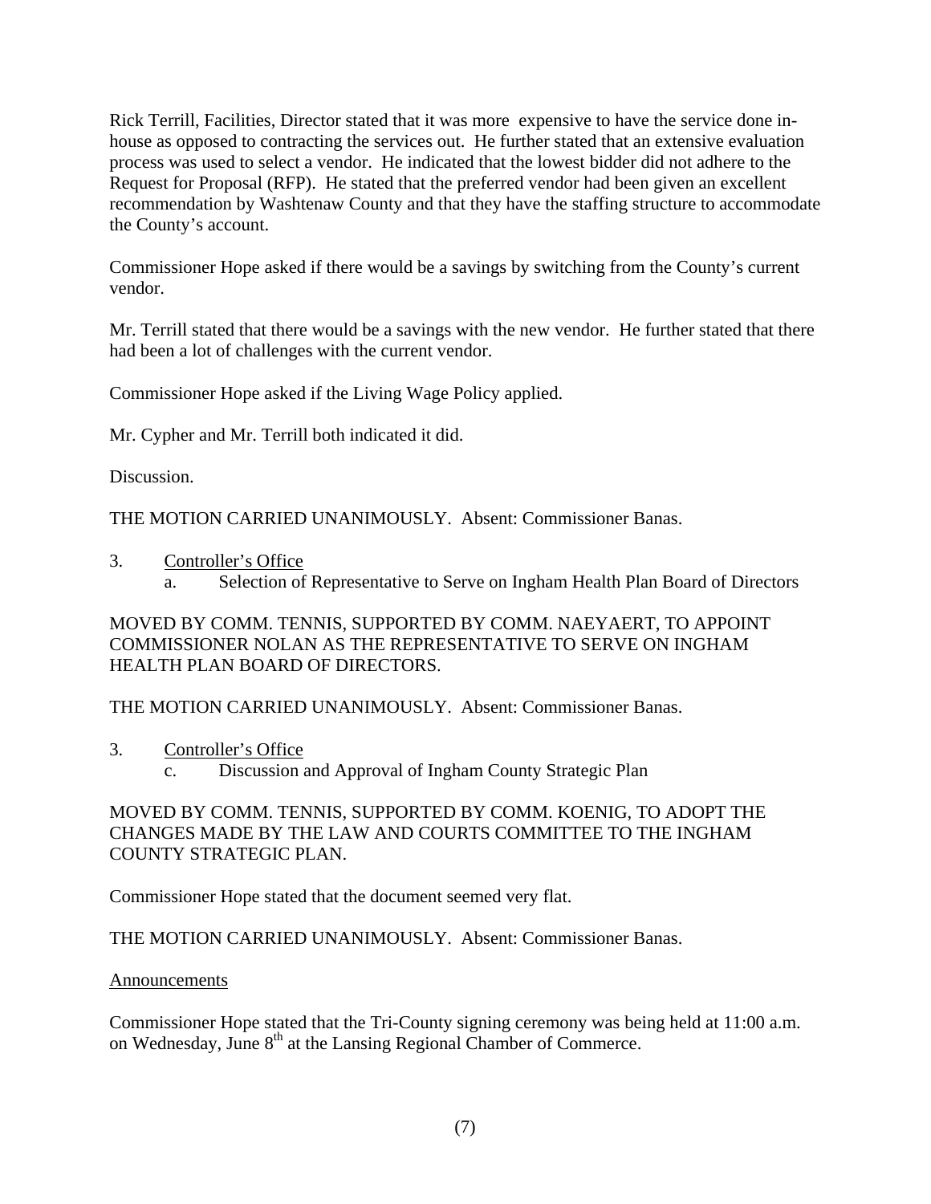Rick Terrill, Facilities, Director stated that it was more expensive to have the service done in-house as opposed to contracting the services out. He further stated that an extensive evaluation process was used to select a vendor. He indicated that the lowest bidder did not adhere to the Request for Proposal (RFP). He stated that the preferred vendor had been given an excellent recommendation by Washtenaw County and that they have the staffing structure to accommodate the County's account.

Commissioner Hope asked if there would be a savings by switching from the County's current vendor.

Mr. Terrill stated that there would be a savings with the new vendor. He further stated that there had been a lot of challenges with the current vendor.

Commissioner Hope asked if the Living Wage Policy applied.

Mr. Cypher and Mr. Terrill both indicated it did.

Discussion.

THE MOTION CARRIED UNANIMOUSLY. Absent: Commissioner Banas.

3. Controller's Office
   a. Selection of Representative to Serve on Ingham Health Plan Board of Directors

MOVED BY COMM. TENNIS, SUPPORTED BY COMM. NAEYAERT, TO APPOINT COMMISSIONER NOLAN AS THE REPRESENTATIVE TO SERVE ON INGHAM HEALTH PLAN BOARD OF DIRECTORS.

THE MOTION CARRIED UNANIMOUSLY. Absent: Commissioner Banas.

3. Controller's Office
   c. Discussion and Approval of Ingham County Strategic Plan

MOVED BY COMM. TENNIS, SUPPORTED BY COMM. KOENIG, TO ADOPT THE CHANGES MADE BY THE LAW AND COURTS COMMITTEE TO THE INGHAM COUNTY STRATEGIC PLAN.

Commissioner Hope stated that the document seemed very flat.

THE MOTION CARRIED UNANIMOUSLY. Absent: Commissioner Banas.

Announcements

Commissioner Hope stated that the Tri-County signing ceremony was being held at 11:00 a.m. on Wednesday, June 8th at the Lansing Regional Chamber of Commerce.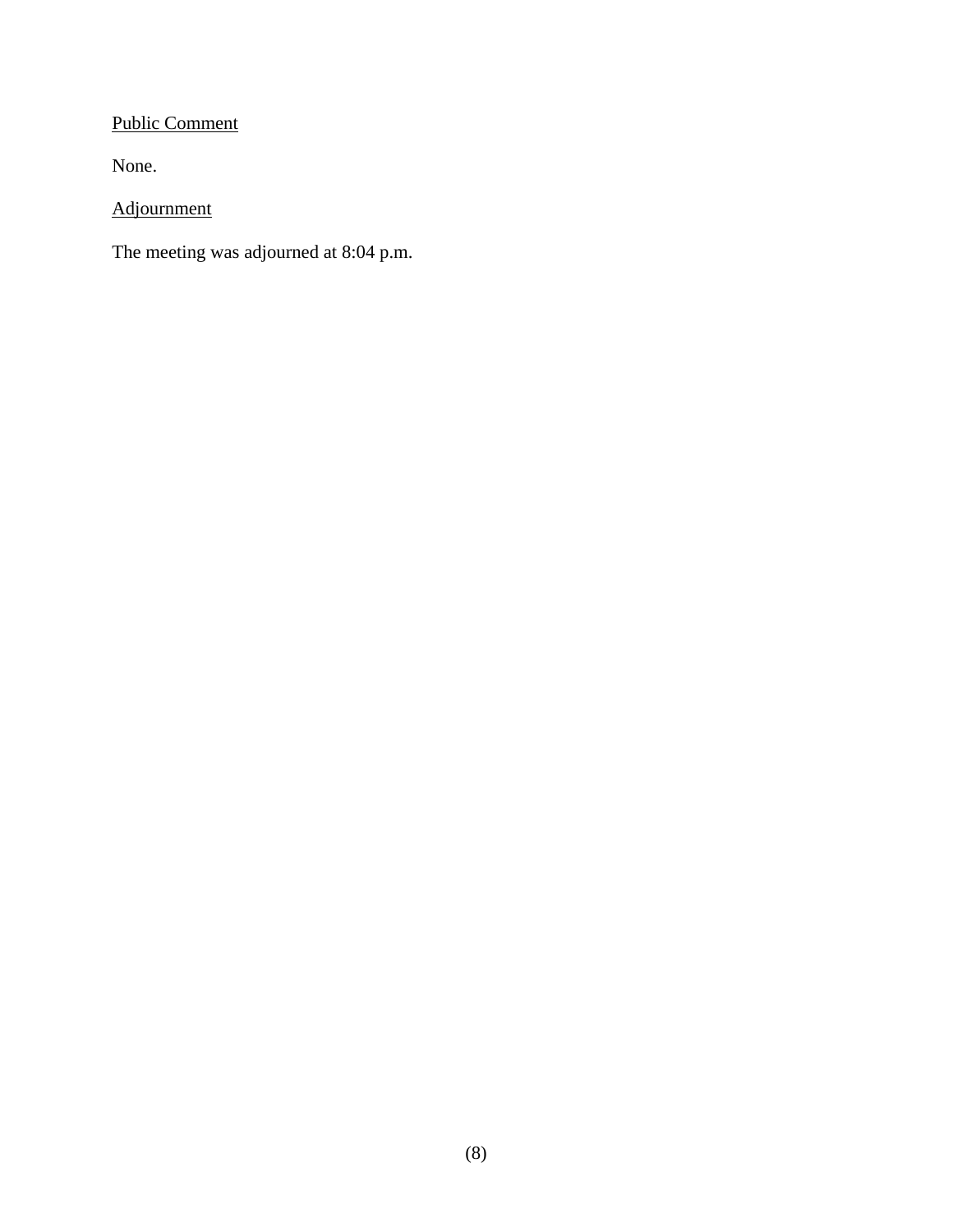Public Comment

None.

Adjournment

The meeting was adjourned at 8:04 p.m.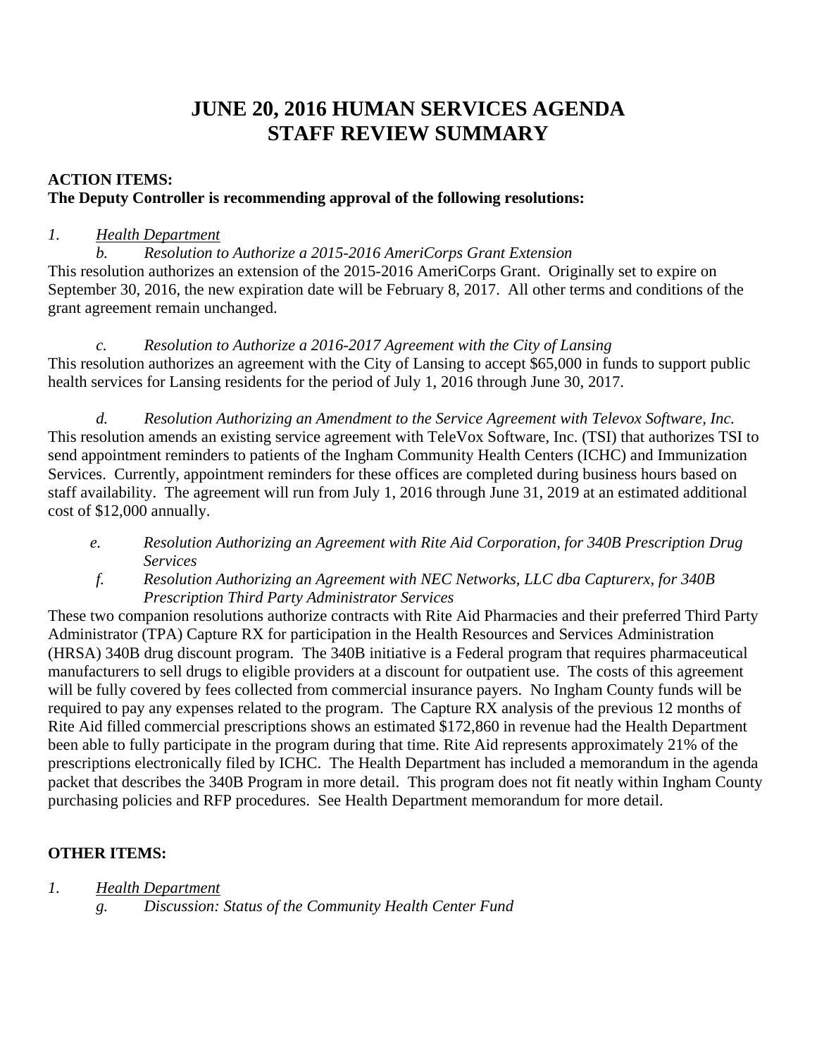# JUNE 20, 2016 HUMAN SERVICES AGENDA
# STAFF REVIEW SUMMARY

**ACTION ITEMS:**
**The Deputy Controller is recommending approval of the following resolutions:**

*1.* *Health Department*

*b.* *Resolution to Authorize a 2015-2016 AmeriCorps Grant Extension*

This resolution authorizes an extension of the 2015-2016 AmeriCorps Grant. Originally set to expire on September 30, 2016, the new expiration date will be February 8, 2017. All other terms and conditions of the grant agreement remain unchanged.

*c.* *Resolution to Authorize a 2016-2017 Agreement with the City of Lansing*

This resolution authorizes an agreement with the City of Lansing to accept $65,000 in funds to support public health services for Lansing residents for the period of July 1, 2016 through June 30, 2017.

*d.* *Resolution Authorizing an Amendment to the Service Agreement with Televox Software, Inc.*

This resolution amends an existing service agreement with TeleVox Software, Inc. (TSI) that authorizes TSI to send appointment reminders to patients of the Ingham Community Health Centers (ICHC) and Immunization Services. Currently, appointment reminders for these offices are completed during business hours based on staff availability. The agreement will run from July 1, 2016 through June 31, 2019 at an estimated additional cost of $12,000 annually.

*e.* *Resolution Authorizing an Agreement with Rite Aid Corporation, for 340B Prescription Drug Services*

*f.* *Resolution Authorizing an Agreement with NEC Networks, LLC dba Capturerx, for 340B Prescription Third Party Administrator Services*

These two companion resolutions authorize contracts with Rite Aid Pharmacies and their preferred Third Party Administrator (TPA) Capture RX for participation in the Health Resources and Services Administration (HRSA) 340B drug discount program. The 340B initiative is a Federal program that requires pharmaceutical manufacturers to sell drugs to eligible providers at a discount for outpatient use. The costs of this agreement will be fully covered by fees collected from commercial insurance payers. No Ingham County funds will be required to pay any expenses related to the program. The Capture RX analysis of the previous 12 months of Rite Aid filled commercial prescriptions shows an estimated $172,860 in revenue had the Health Department been able to fully participate in the program during that time. Rite Aid represents approximately 21% of the prescriptions electronically filed by ICHC. The Health Department has included a memorandum in the agenda packet that describes the 340B Program in more detail. This program does not fit neatly within Ingham County purchasing policies and RFP procedures. See Health Department memorandum for more detail.

**OTHER ITEMS:**

*1.* *Health Department*

*g.* *Discussion: Status of the Community Health Center Fund*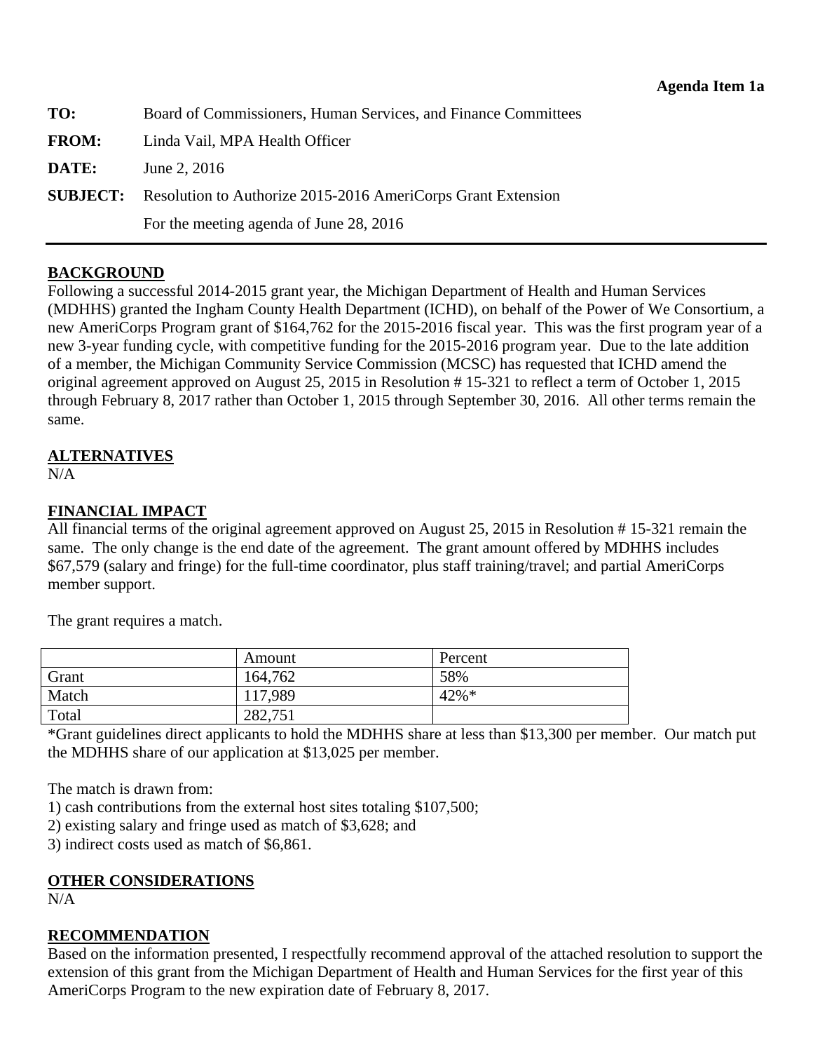**Agenda Item 1a**

| | |
|---|---|
| **TO:** | Board of Commissioners, Human Services, and Finance Committees |
| **FROM:** | Linda Vail, MPA Health Officer |
| **DATE:** | June 2, 2016 |
| **SUBJECT:** | Resolution to Authorize 2015-2016 AmeriCorps Grant Extension |
| | For the meeting agenda of June 28, 2016 |

---

## BACKGROUND

Following a successful 2014-2015 grant year, the Michigan Department of Health and Human Services (MDHHS) granted the Ingham County Health Department (ICHD), on behalf of the Power of We Consortium, a new AmeriCorps Program grant of $164,762 for the 2015-2016 fiscal year. This was the first program year of a new 3-year funding cycle, with competitive funding for the 2015-2016 program year. Due to the late addition of a member, the Michigan Community Service Commission (MCSC) has requested that ICHD amend the original agreement approved on August 25, 2015 in Resolution # 15-321 to reflect a term of October 1, 2015 through February 8, 2017 rather than October 1, 2015 through September 30, 2016. All other terms remain the same.

## ALTERNATIVES

N/A

## FINANCIAL IMPACT

All financial terms of the original agreement approved on August 25, 2015 in Resolution # 15-321 remain the same. The only change is the end date of the agreement. The grant amount offered by MDHHS includes $67,579 (salary and fringe) for the full-time coordinator, plus staff training/travel; and partial AmeriCorps member support.

The grant requires a match.

| | Amount | Percent |
|---|---|---|
| Grant | 164,762 | 58% |
| Match | 117,989 | 42%* |
| Total | 282,751 | |

*Grant guidelines direct applicants to hold the MDHHS share at less than $13,300 per member. Our match put the MDHHS share of our application at $13,025 per member.

The match is drawn from:

1) cash contributions from the external host sites totaling $107,500;
2) existing salary and fringe used as match of $3,628; and
3) indirect costs used as match of $6,861.

## OTHER CONSIDERATIONS

N/A

## RECOMMENDATION

Based on the information presented, I respectfully recommend approval of the attached resolution to support the extension of this grant from the Michigan Department of Health and Human Services for the first year of this AmeriCorps Program to the new expiration date of February 8, 2017.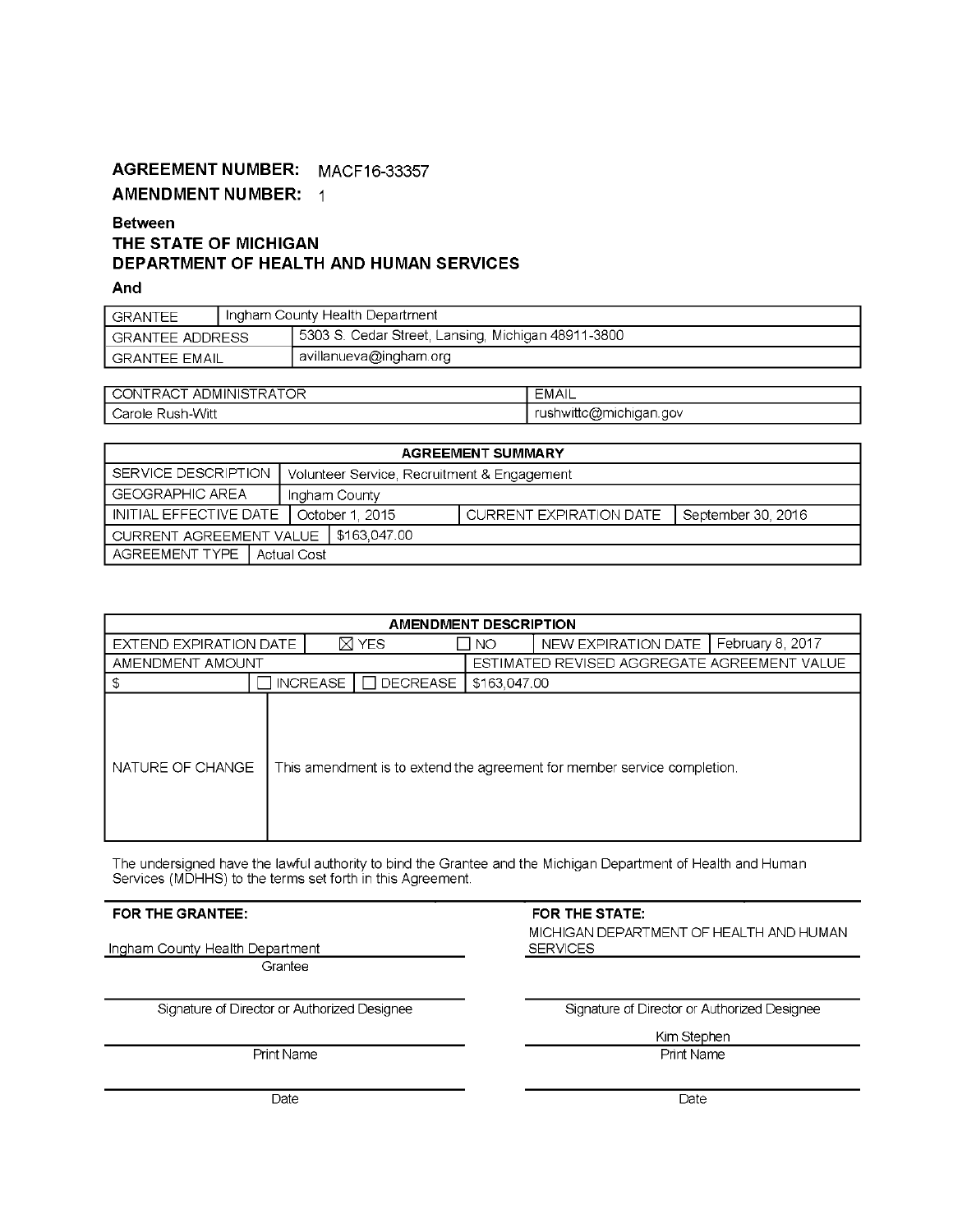**AGREEMENT NUMBER:** MACF16-33357

**AMENDMENT NUMBER:** 1

**Between**

**THE STATE OF MICHIGAN**

**DEPARTMENT OF HEALTH AND HUMAN SERVICES**

**And**

| GRANTEE | Ingham County Health Department |
|---|---|
| GRANTEE ADDRESS | 5303 S. Cedar Street, Lansing, Michigan 48911-3800 |
| GRANTEE EMAIL | avillanueva@ingham.org |

| CONTRACT ADMINISTRATOR | EMAIL |
|---|---|
| Carole Rush-Witt | rushwittc@michigan.gov |

| AGREEMENT SUMMARY | | | |
|---|---|---|---|
| SERVICE DESCRIPTION | Volunteer Service, Recruitment & Engagement | | |
| GEOGRAPHIC AREA | Ingham County | | |
| INITIAL EFFECTIVE DATE | October 1, 2015 | CURRENT EXPIRATION DATE | September 30, 2016 |
| CURRENT AGREEMENT VALUE | $163,047.00 | | |
| AGREEMENT TYPE | Actual Cost | | |

| AMENDMENT DESCRIPTION | | | | |
|---|---|---|---|---|
| EXTEND EXPIRATION DATE | ☒ YES | ☐ NO | NEW EXPIRATION DATE | February 8, 2017 |
| AMENDMENT AMOUNT | | | ESTIMATED REVISED AGGREGATE AGREEMENT VALUE | |
| $ | ☐ INCREASE | ☐ DECREASE | $163,047.00 | |
| NATURE OF CHANGE | This amendment is to extend the agreement for member service completion. | | | |

The undersigned have the lawful authority to bind the Grantee and the Michigan Department of Health and Human Services (MDHHS) to the terms set forth in this Agreement.

| FOR THE GRANTEE: | FOR THE STATE: |
|---|---|
| Ingham County Health Department | MICHIGAN DEPARTMENT OF HEALTH AND HUMAN SERVICES |
| Grantee | |
| Signature of Director or Authorized Designee | Signature of Director or Authorized Designee |
| | Kim Stephen |
| Print Name | Print Name |
| Date | Date |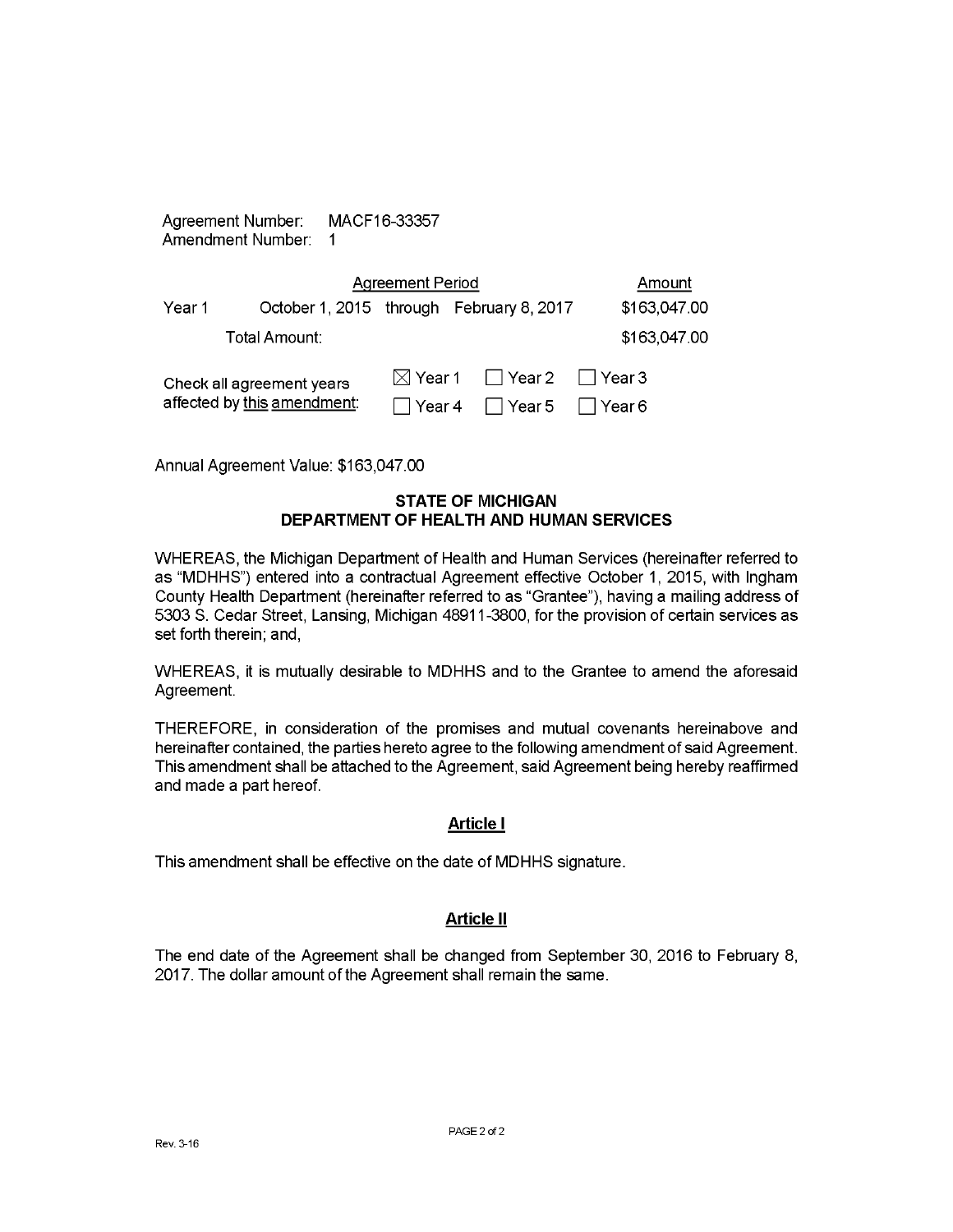Agreement Number: MACF16-33357
Amendment Number: 1

| | Agreement Period | | | Amount |
|---|---|---|---|---|
| Year 1 | October 1, 2015 | through | February 8, 2017 | $163,047.00 |
| | Total Amount: | | | $163,047.00 |

Check all agreement years affected by this amendment:

| | | |
|---|---|---|
| ☒ Year 1 | ☐ Year 2 | ☐ Year 3 |
| ☐ Year 4 | ☐ Year 5 | ☐ Year 6 |

Annual Agreement Value: $163,047.00

**STATE OF MICHIGAN**
**DEPARTMENT OF HEALTH AND HUMAN SERVICES**

WHEREAS, the Michigan Department of Health and Human Services (hereinafter referred to as "MDHHS") entered into a contractual Agreement effective October 1, 2015, with Ingham County Health Department (hereinafter referred to as "Grantee"), having a mailing address of 5303 S. Cedar Street, Lansing, Michigan 48911-3800, for the provision of certain services as set forth therein; and,

WHEREAS, it is mutually desirable to MDHHS and to the Grantee to amend the aforesaid Agreement.

THEREFORE, in consideration of the promises and mutual covenants hereinabove and hereinafter contained, the parties hereto agree to the following amendment of said Agreement. This amendment shall be attached to the Agreement, said Agreement being hereby reaffirmed and made a part hereof.

## Article I

This amendment shall be effective on the date of MDHHS signature.

## Article II

The end date of the Agreement shall be changed from September 30, 2016 to February 8, 2017. The dollar amount of the Agreement shall remain the same.

Rev. 3-16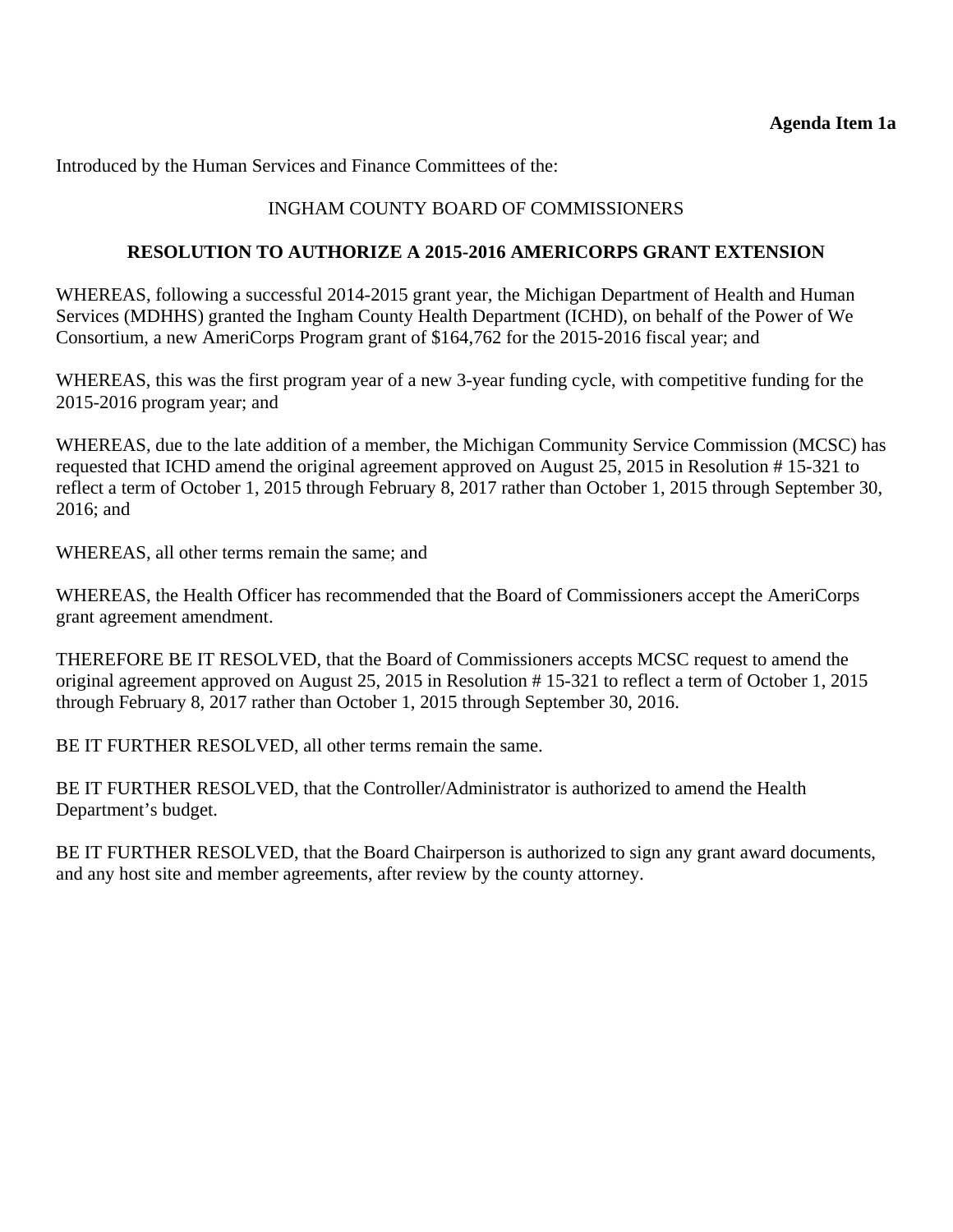**Agenda Item 1a**

Introduced by the Human Services and Finance Committees of the:

INGHAM COUNTY BOARD OF COMMISSIONERS

**RESOLUTION TO AUTHORIZE A 2015-2016 AMERICORPS GRANT EXTENSION**

WHEREAS, following a successful 2014-2015 grant year, the Michigan Department of Health and Human Services (MDHHS) granted the Ingham County Health Department (ICHD), on behalf of the Power of We Consortium, a new AmeriCorps Program grant of $164,762 for the 2015-2016 fiscal year; and

WHEREAS, this was the first program year of a new 3-year funding cycle, with competitive funding for the 2015-2016 program year; and

WHEREAS, due to the late addition of a member, the Michigan Community Service Commission (MCSC) has requested that ICHD amend the original agreement approved on August 25, 2015 in Resolution # 15-321 to reflect a term of October 1, 2015 through February 8, 2017 rather than October 1, 2015 through September 30, 2016; and

WHEREAS, all other terms remain the same; and

WHEREAS, the Health Officer has recommended that the Board of Commissioners accept the AmeriCorps grant agreement amendment.

THEREFORE BE IT RESOLVED, that the Board of Commissioners accepts MCSC request to amend the original agreement approved on August 25, 2015 in Resolution # 15-321 to reflect a term of October 1, 2015 through February 8, 2017 rather than October 1, 2015 through September 30, 2016.

BE IT FURTHER RESOLVED, all other terms remain the same.

BE IT FURTHER RESOLVED, that the Controller/Administrator is authorized to amend the Health Department's budget.

BE IT FURTHER RESOLVED, that the Board Chairperson is authorized to sign any grant award documents, and any host site and member agreements, after review by the county attorney.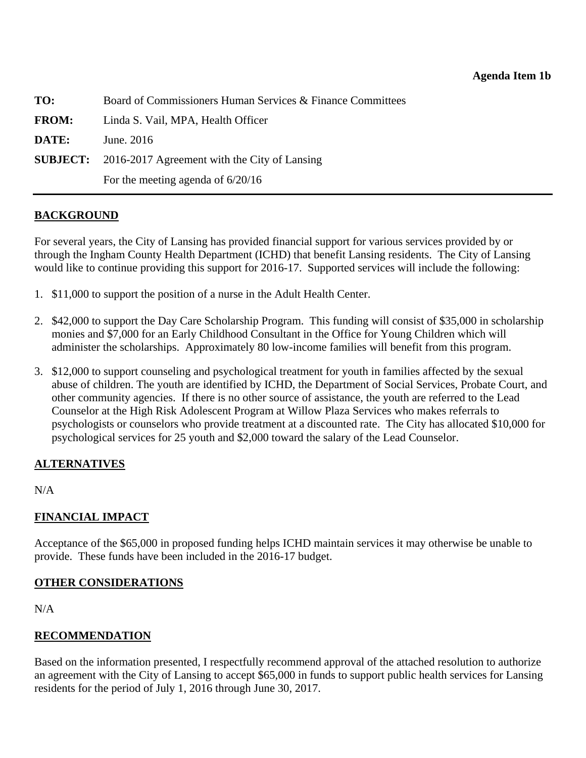**Agenda Item 1b**

**TO:** Board of Commissioners Human Services & Finance Committees

**FROM:** Linda S. Vail, MPA, Health Officer

**DATE:** June. 2016

**SUBJECT:** 2016-2017 Agreement with the City of Lansing
For the meeting agenda of 6/20/16

---

## BACKGROUND

For several years, the City of Lansing has provided financial support for various services provided by or through the Ingham County Health Department (ICHD) that benefit Lansing residents. The City of Lansing would like to continue providing this support for 2016-17. Supported services will include the following:

1. $11,000 to support the position of a nurse in the Adult Health Center.
2. $42,000 to support the Day Care Scholarship Program. This funding will consist of $35,000 in scholarship monies and $7,000 for an Early Childhood Consultant in the Office for Young Children which will administer the scholarships. Approximately 80 low-income families will benefit from this program.
3. $12,000 to support counseling and psychological treatment for youth in families affected by the sexual abuse of children. The youth are identified by ICHD, the Department of Social Services, Probate Court, and other community agencies. If there is no other source of assistance, the youth are referred to the Lead Counselor at the High Risk Adolescent Program at Willow Plaza Services who makes referrals to psychologists or counselors who provide treatment at a discounted rate. The City has allocated $10,000 for psychological services for 25 youth and $2,000 toward the salary of the Lead Counselor.

## ALTERNATIVES

N/A

## FINANCIAL IMPACT

Acceptance of the $65,000 in proposed funding helps ICHD maintain services it may otherwise be unable to provide. These funds have been included in the 2016-17 budget.

## OTHER CONSIDERATIONS

N/A

## RECOMMENDATION

Based on the information presented, I respectfully recommend approval of the attached resolution to authorize an agreement with the City of Lansing to accept $65,000 in funds to support public health services for Lansing residents for the period of July 1, 2016 through June 30, 2017.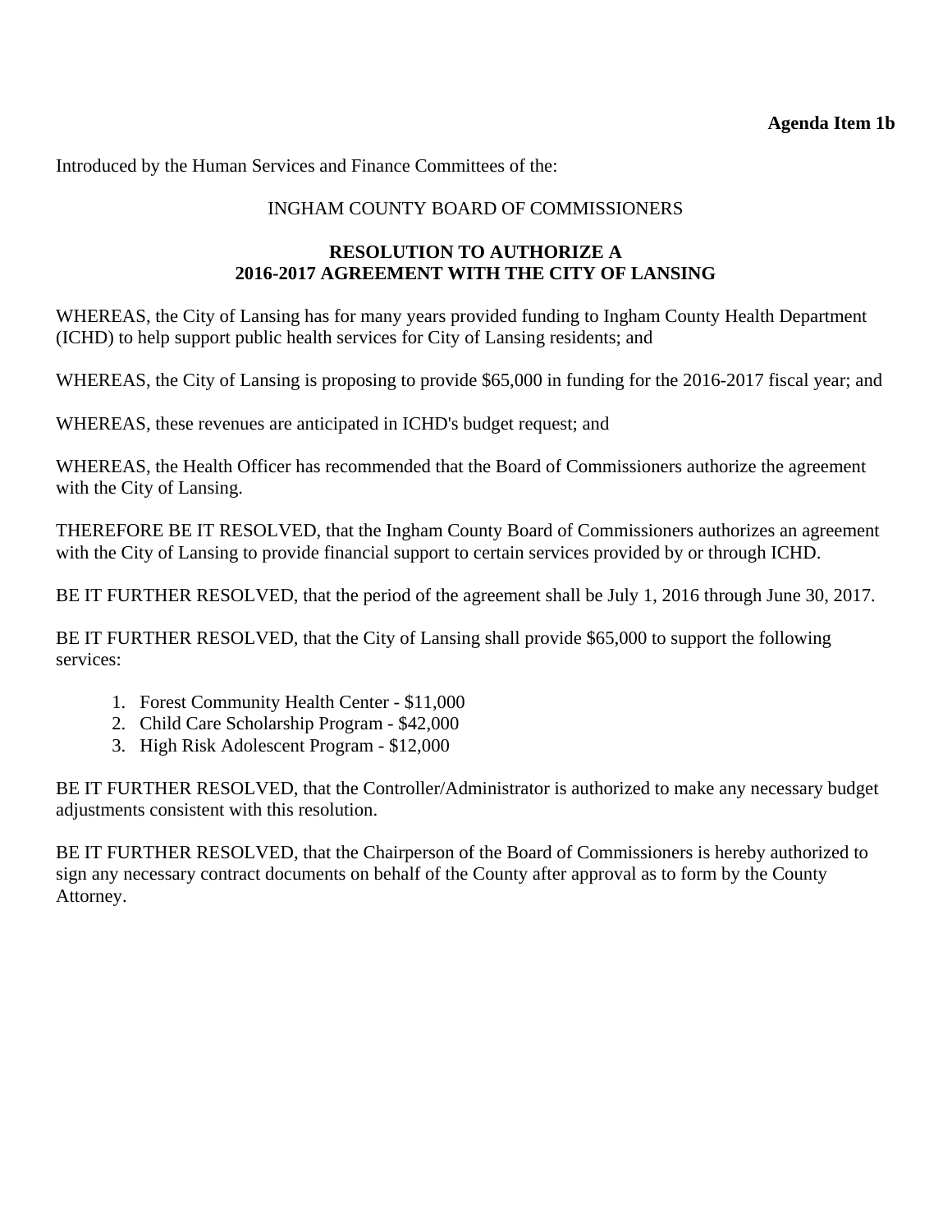**Agenda Item 1b**

Introduced by the Human Services and Finance Committees of the:

INGHAM COUNTY BOARD OF COMMISSIONERS

**RESOLUTION TO AUTHORIZE A**
**2016-2017 AGREEMENT WITH THE CITY OF LANSING**

WHEREAS, the City of Lansing has for many years provided funding to Ingham County Health Department (ICHD) to help support public health services for City of Lansing residents; and

WHEREAS, the City of Lansing is proposing to provide $65,000 in funding for the 2016-2017 fiscal year; and

WHEREAS, these revenues are anticipated in ICHD's budget request; and

WHEREAS, the Health Officer has recommended that the Board of Commissioners authorize the agreement with the City of Lansing.

THEREFORE BE IT RESOLVED, that the Ingham County Board of Commissioners authorizes an agreement with the City of Lansing to provide financial support to certain services provided by or through ICHD.

BE IT FURTHER RESOLVED, that the period of the agreement shall be July 1, 2016 through June 30, 2017.

BE IT FURTHER RESOLVED, that the City of Lansing shall provide $65,000 to support the following services:

1. Forest Community Health Center - $11,000
2. Child Care Scholarship Program - $42,000
3. High Risk Adolescent Program - $12,000

BE IT FURTHER RESOLVED, that the Controller/Administrator is authorized to make any necessary budget adjustments consistent with this resolution.

BE IT FURTHER RESOLVED, that the Chairperson of the Board of Commissioners is hereby authorized to sign any necessary contract documents on behalf of the County after approval as to form by the County Attorney.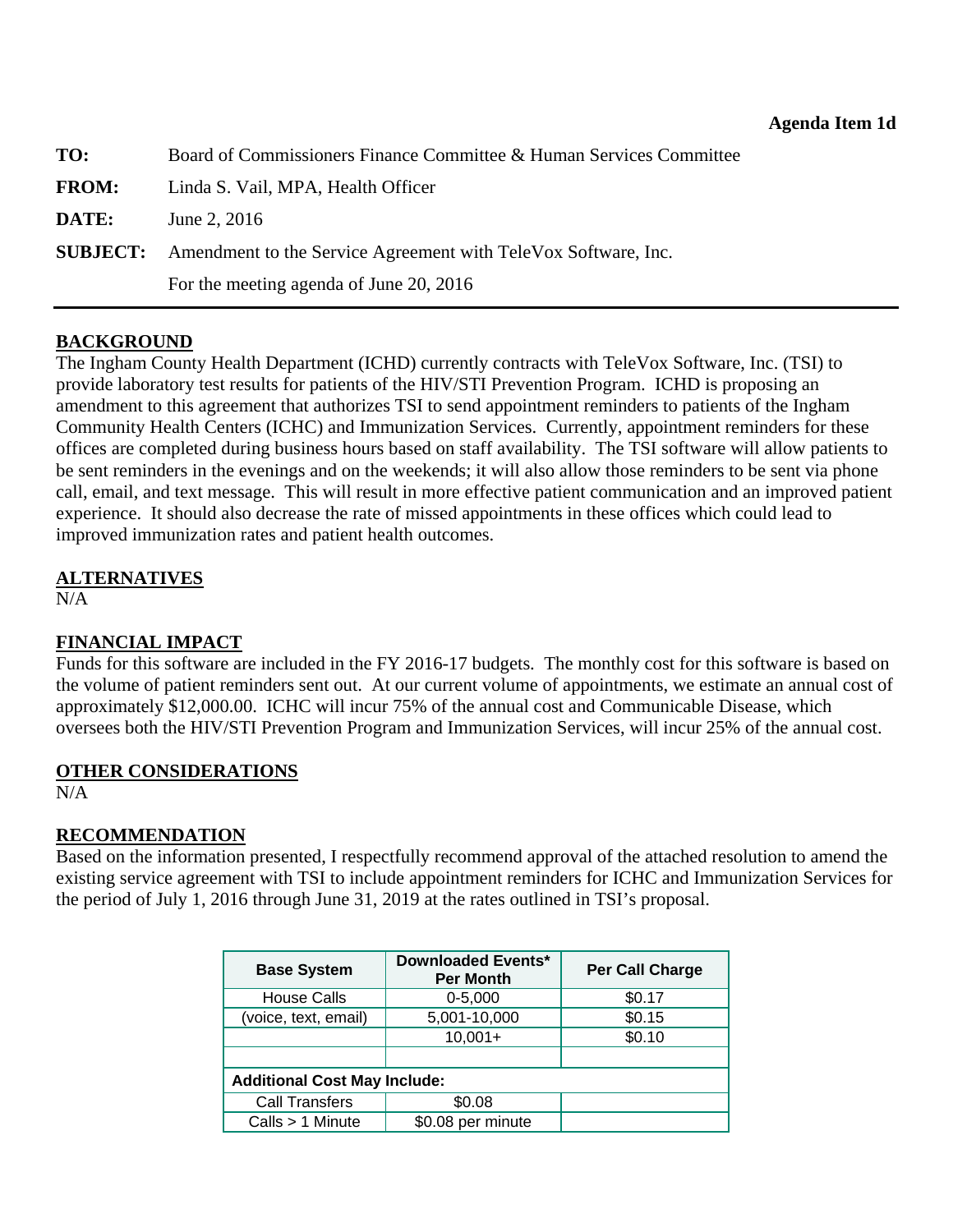**Agenda Item 1d**

| | |
|---|---|
| **TO:** | Board of Commissioners Finance Committee & Human Services Committee |
| **FROM:** | Linda S. Vail, MPA, Health Officer |
| **DATE:** | June 2, 2016 |
| **SUBJECT:** | Amendment to the Service Agreement with TeleVox Software, Inc. |
| | For the meeting agenda of June 20, 2016 |

## BACKGROUND

The Ingham County Health Department (ICHD) currently contracts with TeleVox Software, Inc. (TSI) to provide laboratory test results for patients of the HIV/STI Prevention Program. ICHD is proposing an amendment to this agreement that authorizes TSI to send appointment reminders to patients of the Ingham Community Health Centers (ICHC) and Immunization Services. Currently, appointment reminders for these offices are completed during business hours based on staff availability. The TSI software will allow patients to be sent reminders in the evenings and on the weekends; it will also allow those reminders to be sent via phone call, email, and text message. This will result in more effective patient communication and an improved patient experience. It should also decrease the rate of missed appointments in these offices which could lead to improved immunization rates and patient health outcomes.

## ALTERNATIVES

N/A

## FINANCIAL IMPACT

Funds for this software are included in the FY 2016-17 budgets. The monthly cost for this software is based on the volume of patient reminders sent out. At our current volume of appointments, we estimate an annual cost of approximately $12,000.00. ICHC will incur 75% of the annual cost and Communicable Disease, which oversees both the HIV/STI Prevention Program and Immunization Services, will incur 25% of the annual cost.

## OTHER CONSIDERATIONS

N/A

## RECOMMENDATION

Based on the information presented, I respectfully recommend approval of the attached resolution to amend the existing service agreement with TSI to include appointment reminders for ICHC and Immunization Services for the period of July 1, 2016 through June 31, 2019 at the rates outlined in TSI's proposal.

| Base System | Downloaded Events* Per Month | Per Call Charge |
|---|---|---|
| House Calls | 0-5,000 | $0.17 |
| (voice, text, email) | 5,001-10,000 | $0.15 |
| | 10,001+ | $0.10 |
| | | |
| **Additional Cost May Include:** | | |
| Call Transfers | $0.08 | |
| Calls > 1 Minute | $0.08 per minute | |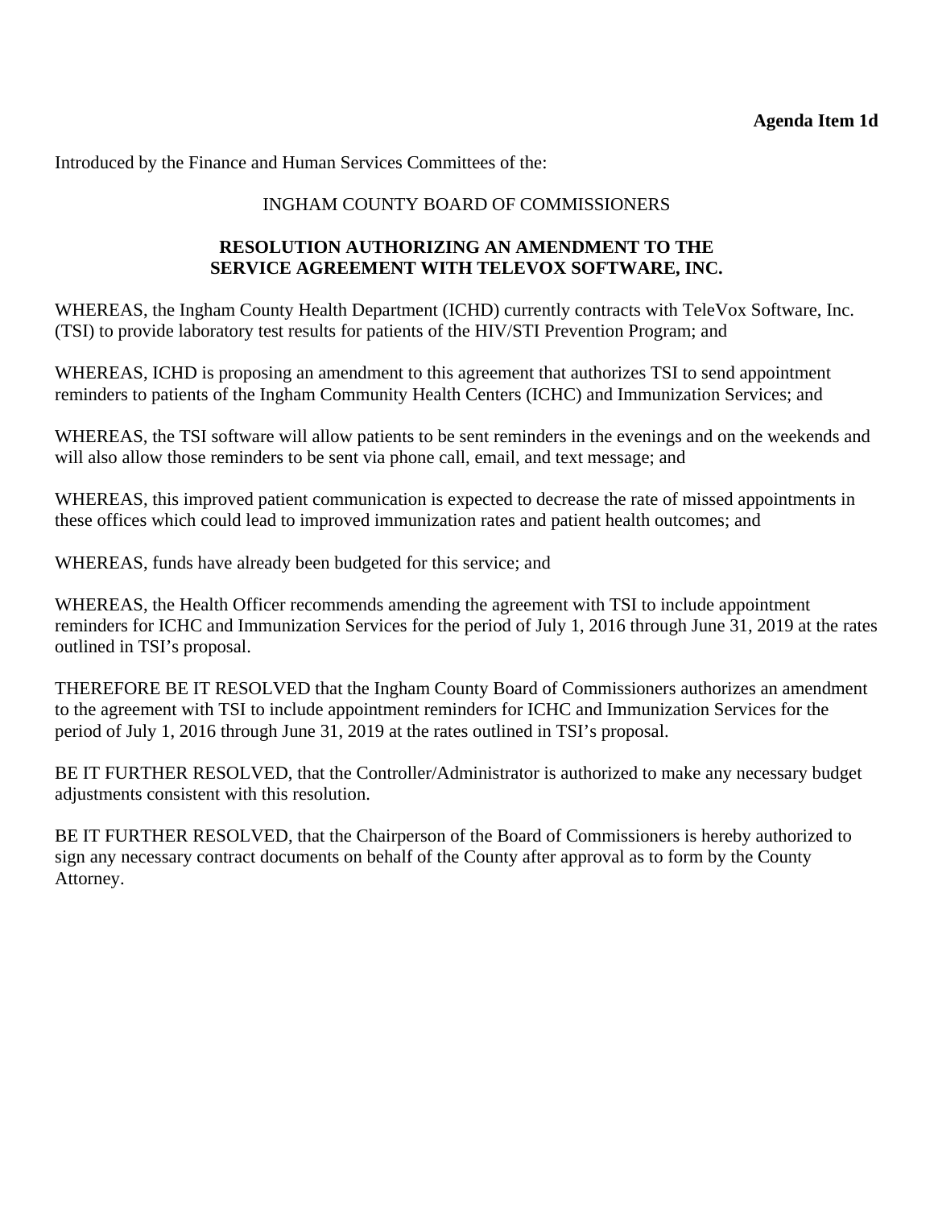**Agenda Item 1d**

Introduced by the Finance and Human Services Committees of the:

INGHAM COUNTY BOARD OF COMMISSIONERS

**RESOLUTION AUTHORIZING AN AMENDMENT TO THE SERVICE AGREEMENT WITH TELEVOX SOFTWARE, INC.**

WHEREAS, the Ingham County Health Department (ICHD) currently contracts with TeleVox Software, Inc. (TSI) to provide laboratory test results for patients of the HIV/STI Prevention Program; and

WHEREAS, ICHD is proposing an amendment to this agreement that authorizes TSI to send appointment reminders to patients of the Ingham Community Health Centers (ICHC) and Immunization Services; and

WHEREAS, the TSI software will allow patients to be sent reminders in the evenings and on the weekends and will also allow those reminders to be sent via phone call, email, and text message; and

WHEREAS, this improved patient communication is expected to decrease the rate of missed appointments in these offices which could lead to improved immunization rates and patient health outcomes; and

WHEREAS, funds have already been budgeted for this service; and

WHEREAS, the Health Officer recommends amending the agreement with TSI to include appointment reminders for ICHC and Immunization Services for the period of July 1, 2016 through June 31, 2019 at the rates outlined in TSI's proposal.

THEREFORE BE IT RESOLVED that the Ingham County Board of Commissioners authorizes an amendment to the agreement with TSI to include appointment reminders for ICHC and Immunization Services for the period of July 1, 2016 through June 31, 2019 at the rates outlined in TSI's proposal.

BE IT FURTHER RESOLVED, that the Controller/Administrator is authorized to make any necessary budget adjustments consistent with this resolution.

BE IT FURTHER RESOLVED, that the Chairperson of the Board of Commissioners is hereby authorized to sign any necessary contract documents on behalf of the County after approval as to form by the County Attorney.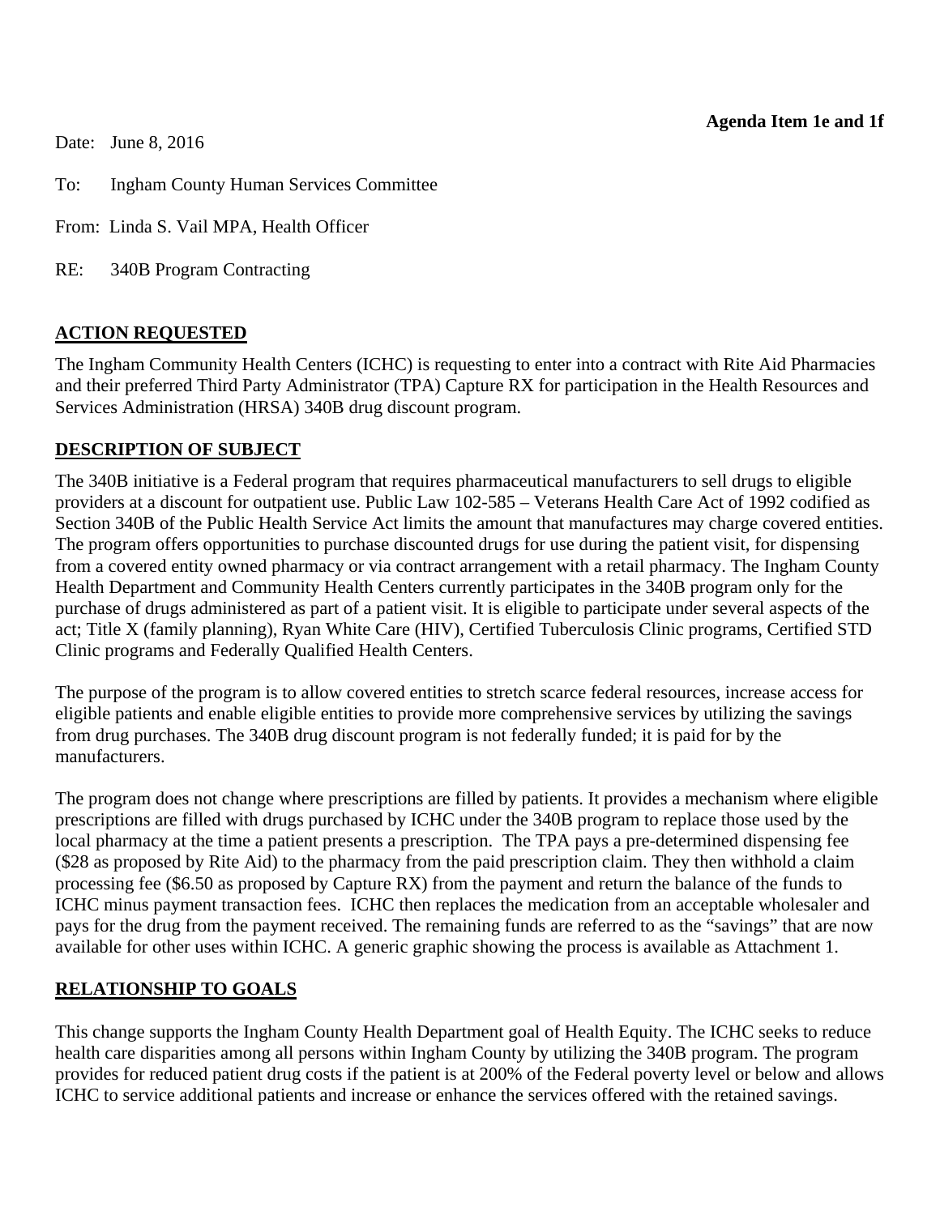**Agenda Item 1e and 1f**

Date: June 8, 2016

To: Ingham County Human Services Committee

From: Linda S. Vail MPA, Health Officer

RE: 340B Program Contracting

## ACTION REQUESTED

The Ingham Community Health Centers (ICHC) is requesting to enter into a contract with Rite Aid Pharmacies and their preferred Third Party Administrator (TPA) Capture RX for participation in the Health Resources and Services Administration (HRSA) 340B drug discount program.

## DESCRIPTION OF SUBJECT

The 340B initiative is a Federal program that requires pharmaceutical manufacturers to sell drugs to eligible providers at a discount for outpatient use. Public Law 102-585 – Veterans Health Care Act of 1992 codified as Section 340B of the Public Health Service Act limits the amount that manufactures may charge covered entities. The program offers opportunities to purchase discounted drugs for use during the patient visit, for dispensing from a covered entity owned pharmacy or via contract arrangement with a retail pharmacy. The Ingham County Health Department and Community Health Centers currently participates in the 340B program only for the purchase of drugs administered as part of a patient visit. It is eligible to participate under several aspects of the act; Title X (family planning), Ryan White Care (HIV), Certified Tuberculosis Clinic programs, Certified STD Clinic programs and Federally Qualified Health Centers.

The purpose of the program is to allow covered entities to stretch scarce federal resources, increase access for eligible patients and enable eligible entities to provide more comprehensive services by utilizing the savings from drug purchases. The 340B drug discount program is not federally funded; it is paid for by the manufacturers.

The program does not change where prescriptions are filled by patients. It provides a mechanism where eligible prescriptions are filled with drugs purchased by ICHC under the 340B program to replace those used by the local pharmacy at the time a patient presents a prescription. The TPA pays a pre-determined dispensing fee ($28 as proposed by Rite Aid) to the pharmacy from the paid prescription claim. They then withhold a claim processing fee ($6.50 as proposed by Capture RX) from the payment and return the balance of the funds to ICHC minus payment transaction fees. ICHC then replaces the medication from an acceptable wholesaler and pays for the drug from the payment received. The remaining funds are referred to as the "savings" that are now available for other uses within ICHC. A generic graphic showing the process is available as Attachment 1.

## RELATIONSHIP TO GOALS

This change supports the Ingham County Health Department goal of Health Equity. The ICHC seeks to reduce health care disparities among all persons within Ingham County by utilizing the 340B program. The program provides for reduced patient drug costs if the patient is at 200% of the Federal poverty level or below and allows ICHC to service additional patients and increase or enhance the services offered with the retained savings.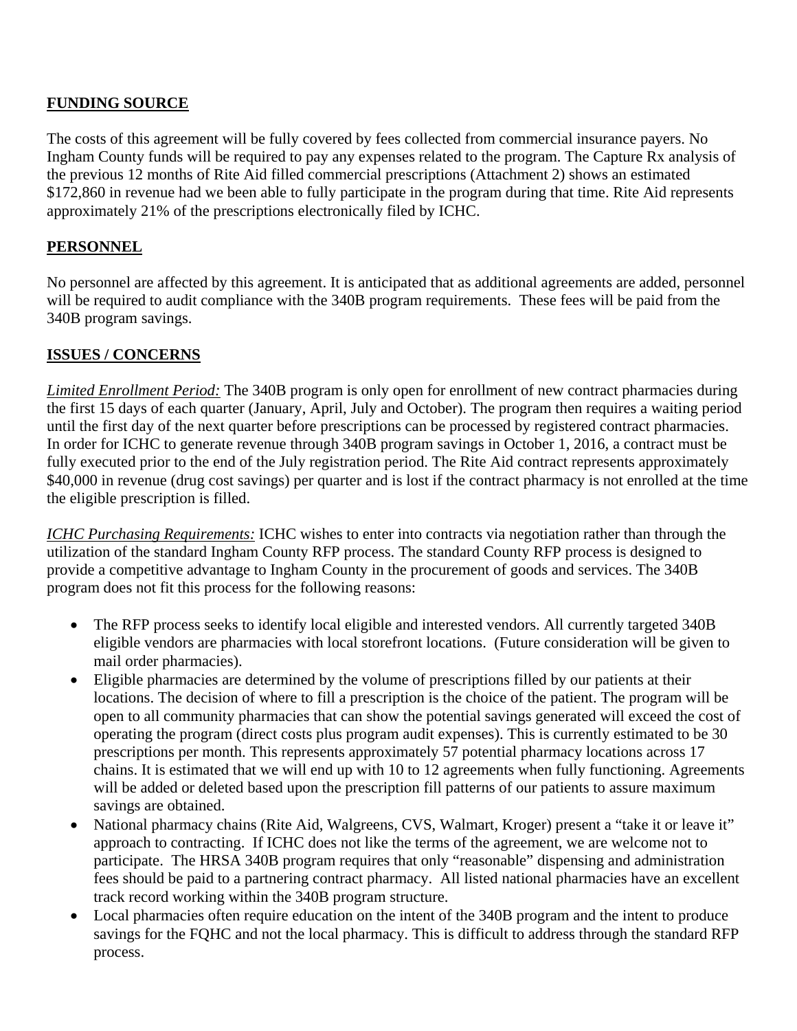**FUNDING SOURCE**

The costs of this agreement will be fully covered by fees collected from commercial insurance payers. No Ingham County funds will be required to pay any expenses related to the program. The Capture Rx analysis of the previous 12 months of Rite Aid filled commercial prescriptions (Attachment 2) shows an estimated $172,860 in revenue had we been able to fully participate in the program during that time. Rite Aid represents approximately 21% of the prescriptions electronically filed by ICHC.

**PERSONNEL**

No personnel are affected by this agreement. It is anticipated that as additional agreements are added, personnel will be required to audit compliance with the 340B program requirements. These fees will be paid from the 340B program savings.

**ISSUES / CONCERNS**

*Limited Enrollment Period:* The 340B program is only open for enrollment of new contract pharmacies during the first 15 days of each quarter (January, April, July and October). The program then requires a waiting period until the first day of the next quarter before prescriptions can be processed by registered contract pharmacies. In order for ICHC to generate revenue through 340B program savings in October 1, 2016, a contract must be fully executed prior to the end of the July registration period. The Rite Aid contract represents approximately $40,000 in revenue (drug cost savings) per quarter and is lost if the contract pharmacy is not enrolled at the time the eligible prescription is filled.

*ICHC Purchasing Requirements:* ICHC wishes to enter into contracts via negotiation rather than through the utilization of the standard Ingham County RFP process. The standard County RFP process is designed to provide a competitive advantage to Ingham County in the procurement of goods and services. The 340B program does not fit this process for the following reasons:

- The RFP process seeks to identify local eligible and interested vendors. All currently targeted 340B eligible vendors are pharmacies with local storefront locations. (Future consideration will be given to mail order pharmacies).
- Eligible pharmacies are determined by the volume of prescriptions filled by our patients at their locations. The decision of where to fill a prescription is the choice of the patient. The program will be open to all community pharmacies that can show the potential savings generated will exceed the cost of operating the program (direct costs plus program audit expenses). This is currently estimated to be 30 prescriptions per month. This represents approximately 57 potential pharmacy locations across 17 chains. It is estimated that we will end up with 10 to 12 agreements when fully functioning. Agreements will be added or deleted based upon the prescription fill patterns of our patients to assure maximum savings are obtained.
- National pharmacy chains (Rite Aid, Walgreens, CVS, Walmart, Kroger) present a "take it or leave it" approach to contracting. If ICHC does not like the terms of the agreement, we are welcome not to participate. The HRSA 340B program requires that only "reasonable" dispensing and administration fees should be paid to a partnering contract pharmacy. All listed national pharmacies have an excellent track record working within the 340B program structure.
- Local pharmacies often require education on the intent of the 340B program and the intent to produce savings for the FQHC and not the local pharmacy. This is difficult to address through the standard RFP process.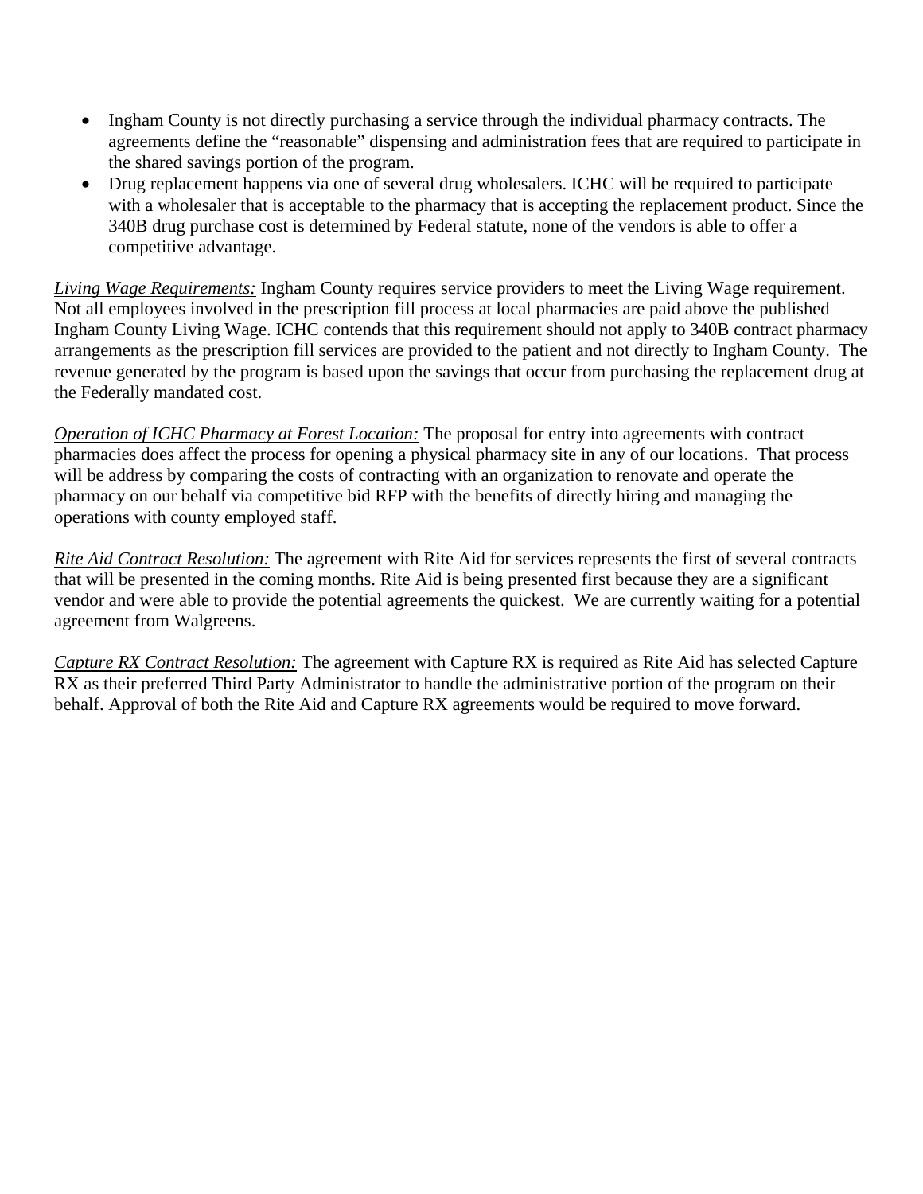- Ingham County is not directly purchasing a service through the individual pharmacy contracts. The agreements define the "reasonable" dispensing and administration fees that are required to participate in the shared savings portion of the program.
- Drug replacement happens via one of several drug wholesalers. ICHC will be required to participate with a wholesaler that is acceptable to the pharmacy that is accepting the replacement product. Since the 340B drug purchase cost is determined by Federal statute, none of the vendors is able to offer a competitive advantage.

*Living Wage Requirements:* Ingham County requires service providers to meet the Living Wage requirement. Not all employees involved in the prescription fill process at local pharmacies are paid above the published Ingham County Living Wage. ICHC contends that this requirement should not apply to 340B contract pharmacy arrangements as the prescription fill services are provided to the patient and not directly to Ingham County. The revenue generated by the program is based upon the savings that occur from purchasing the replacement drug at the Federally mandated cost.

*Operation of ICHC Pharmacy at Forest Location:* The proposal for entry into agreements with contract pharmacies does affect the process for opening a physical pharmacy site in any of our locations. That process will be address by comparing the costs of contracting with an organization to renovate and operate the pharmacy on our behalf via competitive bid RFP with the benefits of directly hiring and managing the operations with county employed staff.

*Rite Aid Contract Resolution:* The agreement with Rite Aid for services represents the first of several contracts that will be presented in the coming months. Rite Aid is being presented first because they are a significant vendor and were able to provide the potential agreements the quickest. We are currently waiting for a potential agreement from Walgreens.

*Capture RX Contract Resolution:* The agreement with Capture RX is required as Rite Aid has selected Capture RX as their preferred Third Party Administrator to handle the administrative portion of the program on their behalf. Approval of both the Rite Aid and Capture RX agreements would be required to move forward.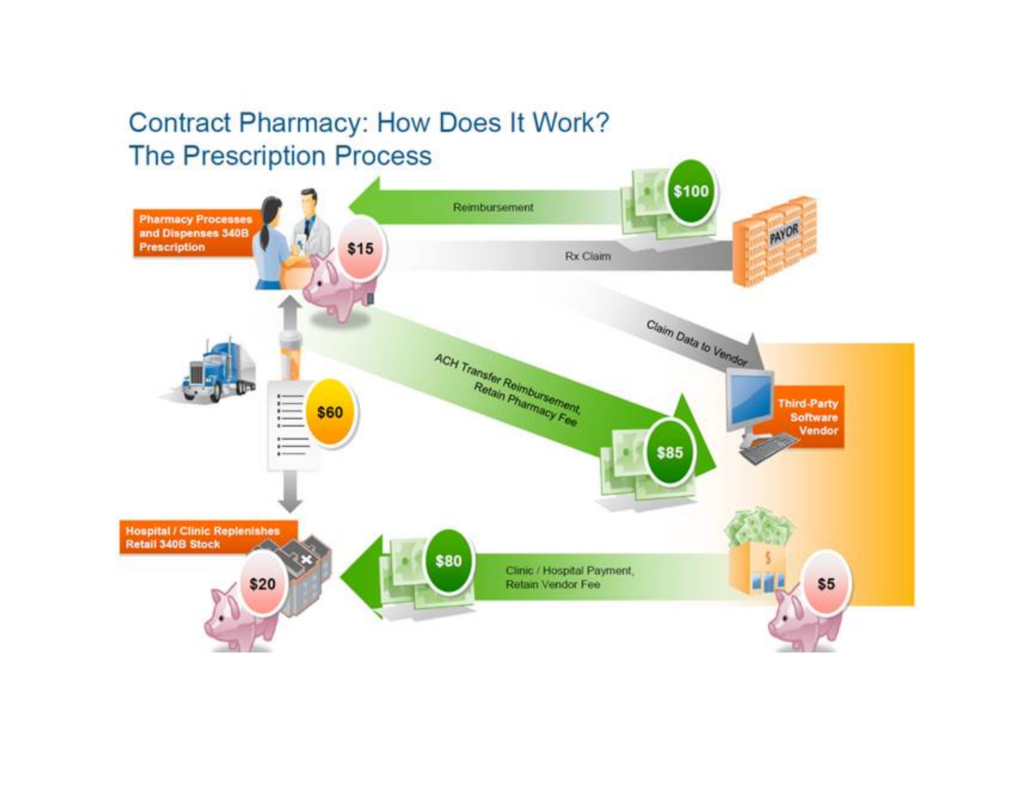# Contract Pharmacy: How Does It Work?
## The Prescription Process

Pharmacy Processes and Dispenses 340B Prescription

$15

Reimbursement

$100

PAYOR

Rx Claim

Claim Data to Vendor

Third-Party Software Vendor

ACH Transfer Reimbursement, Retain Pharmacy Fee

$85

$60

Hospital / Clinic Replenishes Retail 340B Stock

$20

$80

Clinic / Hospital Payment, Retain Vendor Fee

$5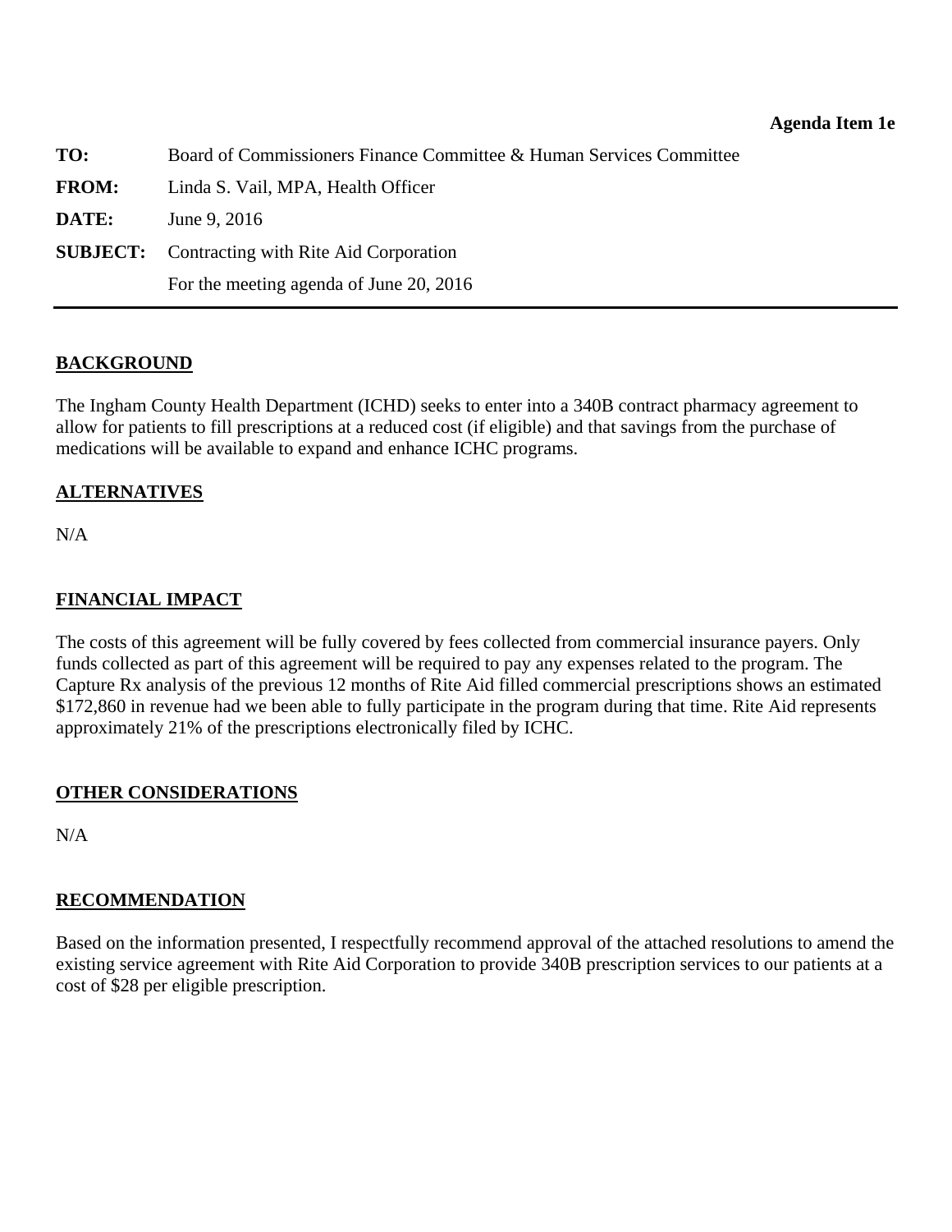**Agenda Item 1e**

| | |
|---|---|
| **TO:** | Board of Commissioners Finance Committee & Human Services Committee |
| **FROM:** | Linda S. Vail, MPA, Health Officer |
| **DATE:** | June 9, 2016 |
| **SUBJECT:** | Contracting with Rite Aid Corporation |
| | For the meeting agenda of June 20, 2016 |

---

## BACKGROUND

The Ingham County Health Department (ICHD) seeks to enter into a 340B contract pharmacy agreement to allow for patients to fill prescriptions at a reduced cost (if eligible) and that savings from the purchase of medications will be available to expand and enhance ICHC programs.

## ALTERNATIVES

N/A

## FINANCIAL IMPACT

The costs of this agreement will be fully covered by fees collected from commercial insurance payers. Only funds collected as part of this agreement will be required to pay any expenses related to the program. The Capture Rx analysis of the previous 12 months of Rite Aid filled commercial prescriptions shows an estimated $172,860 in revenue had we been able to fully participate in the program during that time. Rite Aid represents approximately 21% of the prescriptions electronically filed by ICHC.

## OTHER CONSIDERATIONS

N/A

## RECOMMENDATION

Based on the information presented, I respectfully recommend approval of the attached resolutions to amend the existing service agreement with Rite Aid Corporation to provide 340B prescription services to our patients at a cost of $28 per eligible prescription.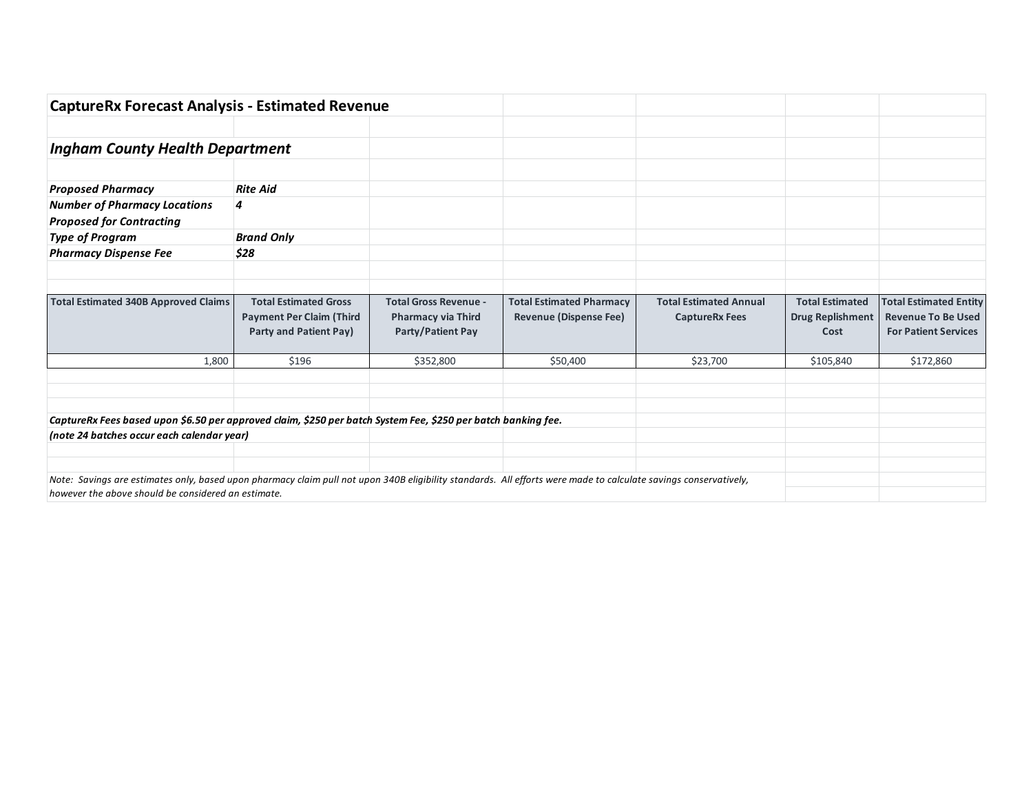## CaptureRx Forecast Analysis - Estimated Revenue

### *Ingham County Health Department*

| | |
|---|---|
| ***Proposed Pharmacy*** | ***Rite Aid*** |
| ***Number of Pharmacy Locations Proposed for Contracting*** | ***4*** |
| ***Type of Program*** | ***Brand Only*** |
| ***Pharmacy Dispense Fee*** | ***$28*** |

| Total Estimated 340B Approved Claims | Total Estimated Gross Payment Per Claim (Third Party and Patient Pay) | Total Gross Revenue - Pharmacy via Third Party/Patient Pay | Total Estimated Pharmacy Revenue (Dispense Fee) | Total Estimated Annual CaptureRx Fees | Total Estimated Drug Replishment Cost | Total Estimated Entity Revenue To Be Used For Patient Services |
|---|---|---|---|---|---|---|
| 1,800 | $196 | $352,800 | $50,400 | $23,700 | $105,840 | $172,860 |

***CaptureRx Fees based upon $6.50 per approved claim, $250 per batch System Fee, $250 per batch banking fee.***
***(note 24 batches occur each calendar year)***

*Note: Savings are estimates only, based upon pharmacy claim pull not upon 340B eligibility standards. All efforts were made to calculate savings conservatively, however the above should be considered an estimate.*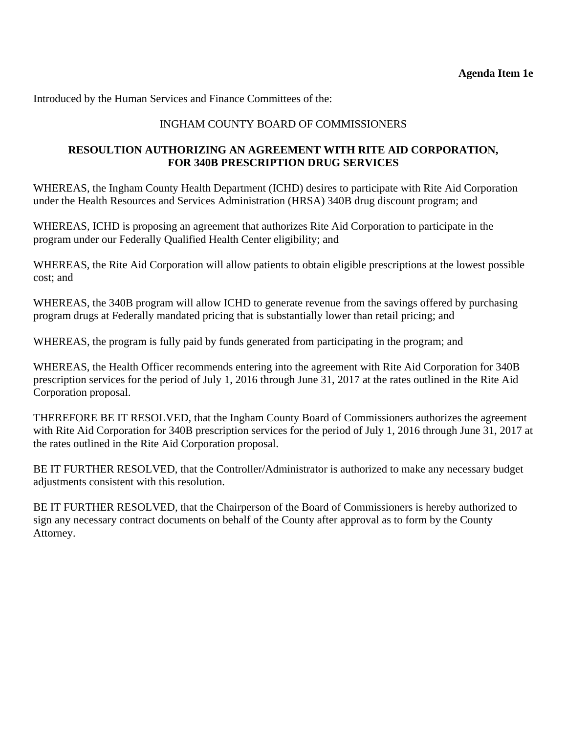**Agenda Item 1e**

Introduced by the Human Services and Finance Committees of the:

INGHAM COUNTY BOARD OF COMMISSIONERS

**RESOULTION AUTHORIZING AN AGREEMENT WITH RITE AID CORPORATION, FOR 340B PRESCRIPTION DRUG SERVICES**

WHEREAS, the Ingham County Health Department (ICHD) desires to participate with Rite Aid Corporation under the Health Resources and Services Administration (HRSA) 340B drug discount program; and

WHEREAS, ICHD is proposing an agreement that authorizes Rite Aid Corporation to participate in the program under our Federally Qualified Health Center eligibility; and

WHEREAS, the Rite Aid Corporation will allow patients to obtain eligible prescriptions at the lowest possible cost; and

WHEREAS, the 340B program will allow ICHD to generate revenue from the savings offered by purchasing program drugs at Federally mandated pricing that is substantially lower than retail pricing; and

WHEREAS, the program is fully paid by funds generated from participating in the program; and

WHEREAS, the Health Officer recommends entering into the agreement with Rite Aid Corporation for 340B prescription services for the period of July 1, 2016 through June 31, 2017 at the rates outlined in the Rite Aid Corporation proposal.

THEREFORE BE IT RESOLVED, that the Ingham County Board of Commissioners authorizes the agreement with Rite Aid Corporation for 340B prescription services for the period of July 1, 2016 through June 31, 2017 at the rates outlined in the Rite Aid Corporation proposal.

BE IT FURTHER RESOLVED, that the Controller/Administrator is authorized to make any necessary budget adjustments consistent with this resolution.

BE IT FURTHER RESOLVED, that the Chairperson of the Board of Commissioners is hereby authorized to sign any necessary contract documents on behalf of the County after approval as to form by the County Attorney.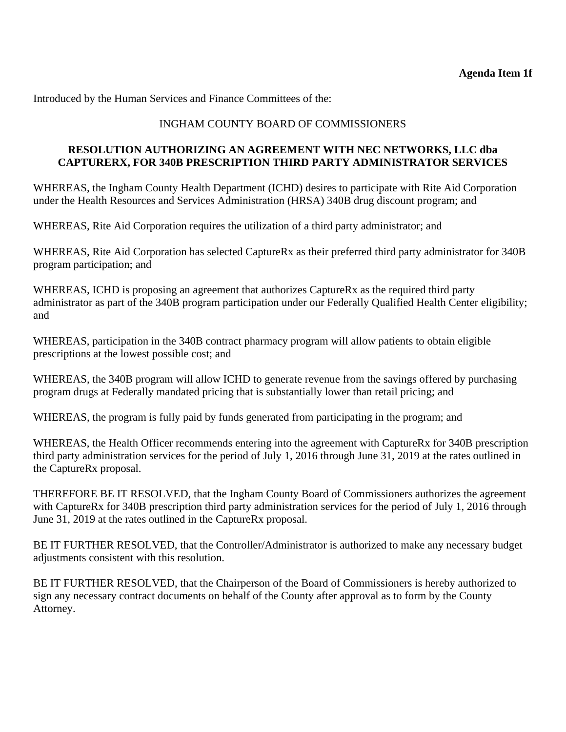**Agenda Item 1f**

Introduced by the Human Services and Finance Committees of the:

INGHAM COUNTY BOARD OF COMMISSIONERS

**RESOLUTION AUTHORIZING AN AGREEMENT WITH NEC NETWORKS, LLC dba CAPTURERX, FOR 340B PRESCRIPTION THIRD PARTY ADMINISTRATOR SERVICES**

WHEREAS, the Ingham County Health Department (ICHD) desires to participate with Rite Aid Corporation under the Health Resources and Services Administration (HRSA) 340B drug discount program; and

WHEREAS, Rite Aid Corporation requires the utilization of a third party administrator; and

WHEREAS, Rite Aid Corporation has selected CaptureRx as their preferred third party administrator for 340B program participation; and

WHEREAS, ICHD is proposing an agreement that authorizes CaptureRx as the required third party administrator as part of the 340B program participation under our Federally Qualified Health Center eligibility; and

WHEREAS, participation in the 340B contract pharmacy program will allow patients to obtain eligible prescriptions at the lowest possible cost; and

WHEREAS, the 340B program will allow ICHD to generate revenue from the savings offered by purchasing program drugs at Federally mandated pricing that is substantially lower than retail pricing; and

WHEREAS, the program is fully paid by funds generated from participating in the program; and

WHEREAS, the Health Officer recommends entering into the agreement with CaptureRx for 340B prescription third party administration services for the period of July 1, 2016 through June 31, 2019 at the rates outlined in the CaptureRx proposal.

THEREFORE BE IT RESOLVED, that the Ingham County Board of Commissioners authorizes the agreement with CaptureRx for 340B prescription third party administration services for the period of July 1, 2016 through June 31, 2019 at the rates outlined in the CaptureRx proposal.

BE IT FURTHER RESOLVED, that the Controller/Administrator is authorized to make any necessary budget adjustments consistent with this resolution.

BE IT FURTHER RESOLVED, that the Chairperson of the Board of Commissioners is hereby authorized to sign any necessary contract documents on behalf of the County after approval as to form by the County Attorney.